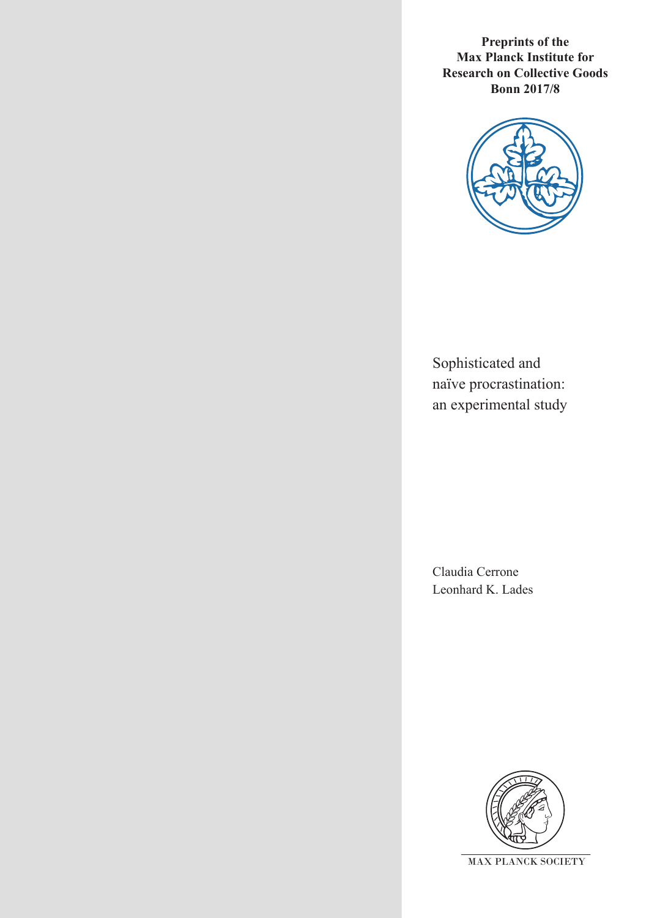**Preprints of the Max Planck Institute for Research on Collective Goods Bonn 2017/8**

# Sophisticated and naïve procrastination: an experimental study

Claudia Cerrone
Leonhard K. Lades

MAX PLANCK SOCIETY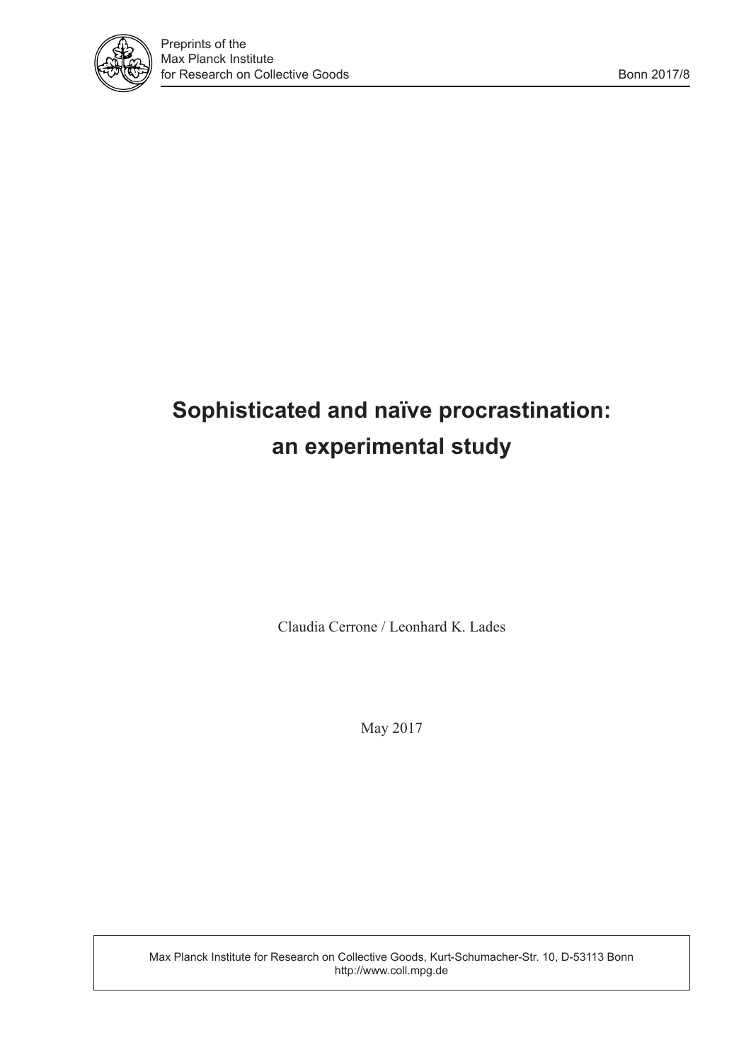# Sophisticated and naïve procrastination: an experimental study

Claudia Cerrone / Leonhard K. Lades

May 2017

Max Planck Institute for Research on Collective Goods, Kurt-Schumacher-Str. 10, D-53113 Bonn
http://www.coll.mpg.de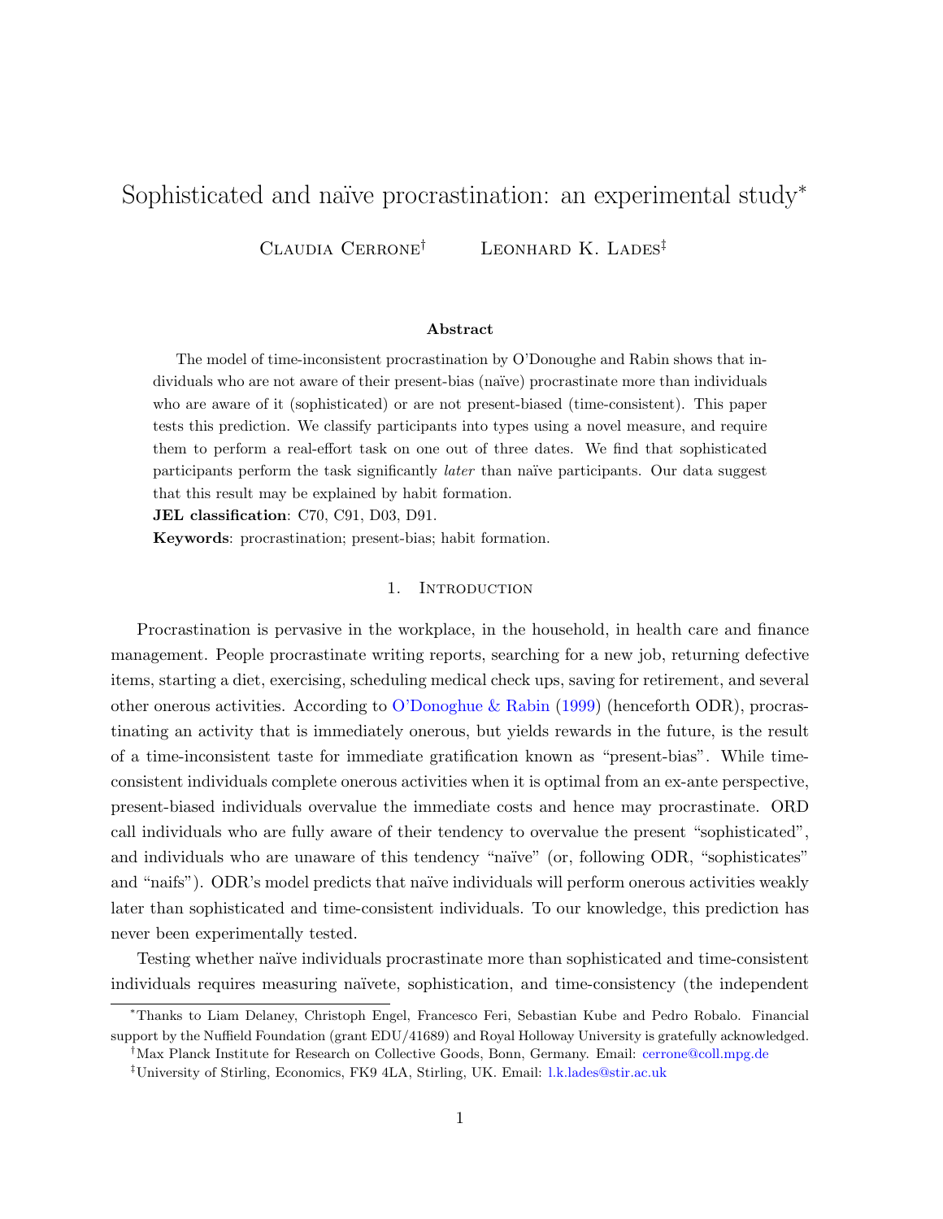# Sophisticated and naïve procrastination: an experimental study*

Claudia Cerrone[†] Leonhard K. Lades[‡]

### Abstract

The model of time-inconsistent procrastination by O'Donoughe and Rabin shows that individuals who are not aware of their present-bias (naïve) procrastinate more than individuals who are aware of it (sophisticated) or are not present-biased (time-consistent). This paper tests this prediction. We classify participants into types using a novel measure, and require them to perform a real-effort task on one out of three dates. We find that sophisticated participants perform the task significantly *later* than naïve participants. Our data suggest that this result may be explained by habit formation.

**JEL classification**: C70, C91, D03, D91.

**Keywords**: procrastination; present-bias; habit formation.

## 1. Introduction

Procrastination is pervasive in the workplace, in the household, in health care and finance management. People procrastinate writing reports, searching for a new job, returning defective items, starting a diet, exercising, scheduling medical check ups, saving for retirement, and several other onerous activities. According to O'Donoghue & Rabin (1999) (henceforth ODR), procrastinating an activity that is immediately onerous, but yields rewards in the future, is the result of a time-inconsistent taste for immediate gratification known as "present-bias". While time-consistent individuals complete onerous activities when it is optimal from an ex-ante perspective, present-biased individuals overvalue the immediate costs and hence may procrastinate. ORD call individuals who are fully aware of their tendency to overvalue the present "sophisticated", and individuals who are unaware of this tendency "naïve" (or, following ODR, "sophisticates" and "naifs"). ODR's model predicts that naïve individuals will perform onerous activities weakly later than sophisticated and time-consistent individuals. To our knowledge, this prediction has never been experimentally tested.

Testing whether naïve individuals procrastinate more than sophisticated and time-consistent individuals requires measuring naïvete, sophistication, and time-consistency (the independent

*Thanks to Liam Delaney, Christoph Engel, Francesco Feri, Sebastian Kube and Pedro Robalo. Financial support by the Nuffield Foundation (grant EDU/41689) and Royal Holloway University is gratefully acknowledged.

†Max Planck Institute for Research on Collective Goods, Bonn, Germany. Email: cerrone@coll.mpg.de

‡University of Stirling, Economics, FK9 4LA, Stirling, UK. Email: l.k.lades@stir.ac.uk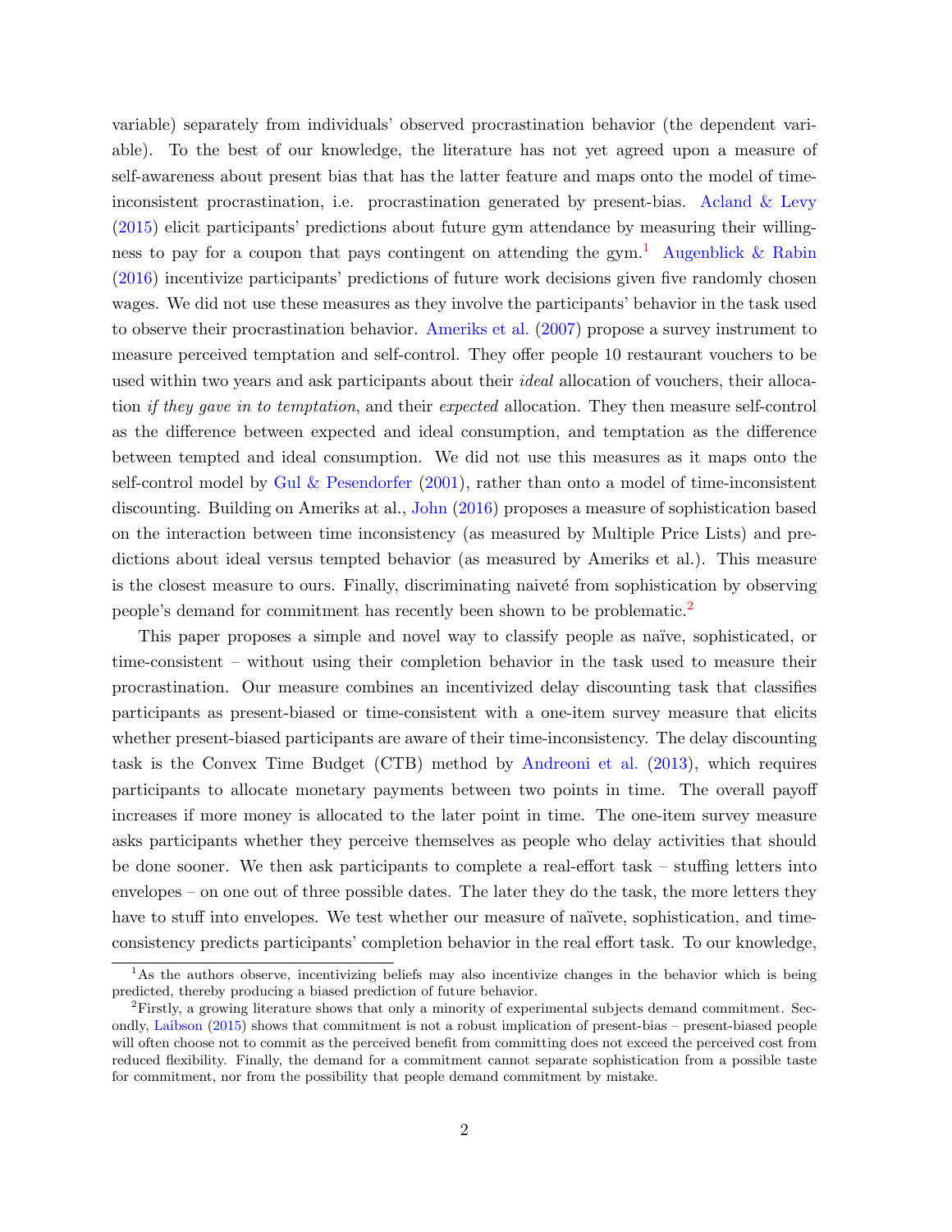variable) separately from individuals' observed procrastination behavior (the dependent variable). To the best of our knowledge, the literature has not yet agreed upon a measure of self-awareness about present bias that has the latter feature and maps onto the model of time-inconsistent procrastination, i.e. procrastination generated by present-bias. Acland & Levy (2015) elicit participants' predictions about future gym attendance by measuring their willingness to pay for a coupon that pays contingent on attending the gym.[1] Augenblick & Rabin (2016) incentivize participants' predictions of future work decisions given five randomly chosen wages. We did not use these measures as they involve the participants' behavior in the task used to observe their procrastination behavior. Ameriks et al. (2007) propose a survey instrument to measure perceived temptation and self-control. They offer people 10 restaurant vouchers to be used within two years and ask participants about their *ideal* allocation of vouchers, their allocation *if they gave in to temptation*, and their *expected* allocation. They then measure self-control as the difference between expected and ideal consumption, and temptation as the difference between tempted and ideal consumption. We did not use this measures as it maps onto the self-control model by Gul & Pesendorfer (2001), rather than onto a model of time-inconsistent discounting. Building on Ameriks at al., John (2016) proposes a measure of sophistication based on the interaction between time inconsistency (as measured by Multiple Price Lists) and predictions about ideal versus tempted behavior (as measured by Ameriks et al.). This measure is the closest measure to ours. Finally, discriminating naiveté from sophistication by observing people's demand for commitment has recently been shown to be problematic.[2]

This paper proposes a simple and novel way to classify people as naïve, sophisticated, or time-consistent – without using their completion behavior in the task used to measure their procrastination. Our measure combines an incentivized delay discounting task that classifies participants as present-biased or time-consistent with a one-item survey measure that elicits whether present-biased participants are aware of their time-inconsistency. The delay discounting task is the Convex Time Budget (CTB) method by Andreoni et al. (2013), which requires participants to allocate monetary payments between two points in time. The overall payoff increases if more money is allocated to the later point in time. The one-item survey measure asks participants whether they perceive themselves as people who delay activities that should be done sooner. We then ask participants to complete a real-effort task – stuffing letters into envelopes – on one out of three possible dates. The later they do the task, the more letters they have to stuff into envelopes. We test whether our measure of naïvete, sophistication, and time-consistency predicts participants' completion behavior in the real effort task. To our knowledge,

[1] As the authors observe, incentivizing beliefs may also incentivize changes in the behavior which is being predicted, thereby producing a biased prediction of future behavior.

[2] Firstly, a growing literature shows that only a minority of experimental subjects demand commitment. Secondly, Laibson (2015) shows that commitment is not a robust implication of present-bias – present-biased people will often choose not to commit as the perceived benefit from committing does not exceed the perceived cost from reduced flexibility. Finally, the demand for a commitment cannot separate sophistication from a possible taste for commitment, nor from the possibility that people demand commitment by mistake.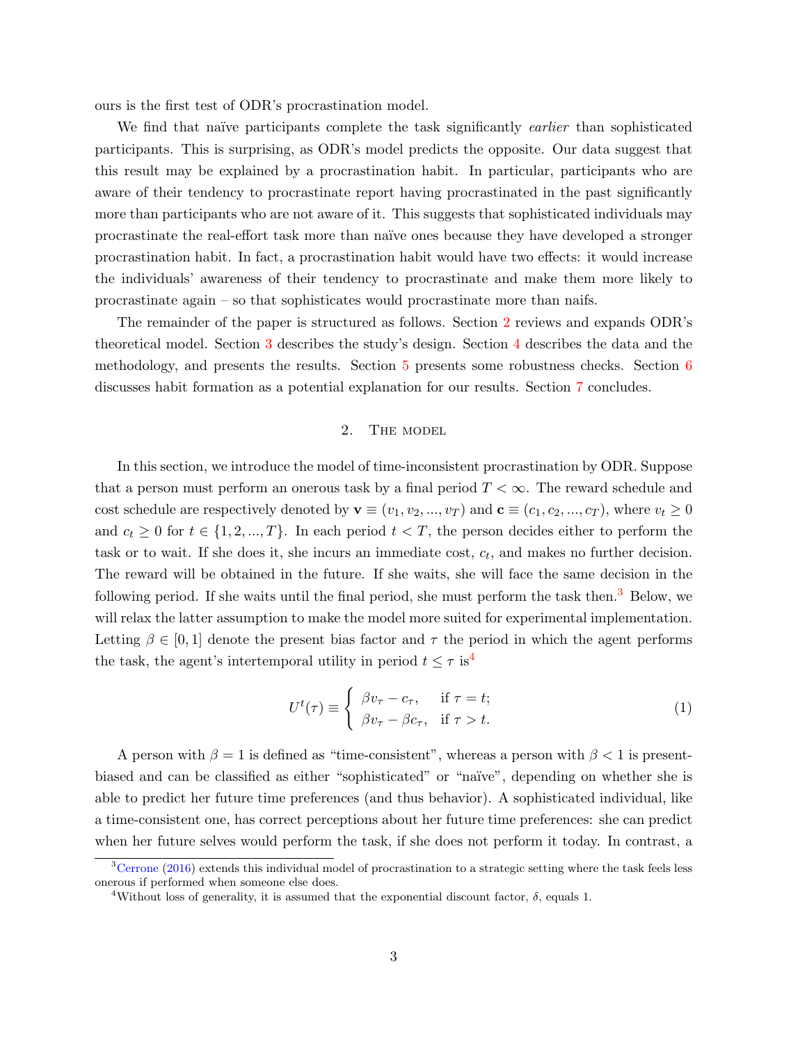ours is the first test of ODR's procrastination model.

We find that naïve participants complete the task significantly *earlier* than sophisticated participants. This is surprising, as ODR's model predicts the opposite. Our data suggest that this result may be explained by a procrastination habit. In particular, participants who are aware of their tendency to procrastinate report having procrastinated in the past significantly more than participants who are not aware of it. This suggests that sophisticated individuals may procrastinate the real-effort task more than naïve ones because they have developed a stronger procrastination habit. In fact, a procrastination habit would have two effects: it would increase the individuals' awareness of their tendency to procrastinate and make them more likely to procrastinate again – so that sophisticates would procrastinate more than naifs.

The remainder of the paper is structured as follows. Section 2 reviews and expands ODR's theoretical model. Section 3 describes the study's design. Section 4 describes the data and the methodology, and presents the results. Section 5 presents some robustness checks. Section 6 discusses habit formation as a potential explanation for our results. Section 7 concludes.

## 2. The model

In this section, we introduce the model of time-inconsistent procrastination by ODR. Suppose that a person must perform an onerous task by a final period $T < \infty$. The reward schedule and cost schedule are respectively denoted by $\mathbf{v} \equiv (v_1, v_2, ..., v_T)$ and $\mathbf{c} \equiv (c_1, c_2, ..., c_T)$, where $v_t \geq 0$ and $c_t \geq 0$ for $t \in \{1, 2, ..., T\}$. In each period $t < T$, the person decides either to perform the task or to wait. If she does it, she incurs an immediate cost, $c_t$, and makes no further decision. The reward will be obtained in the future. If she waits, she will face the same decision in the following period. If she waits until the final period, she must perform the task then.[3] Below, we will relax the latter assumption to make the model more suited for experimental implementation. Letting $\beta \in [0, 1]$ denote the present bias factor and $\tau$ the period in which the agent performs the task, the agent's intertemporal utility in period $t \leq \tau$ is[4]

$$U^t(\tau) \equiv \begin{cases} \beta v_\tau - c_\tau, & \text{if } \tau = t; \\ \beta v_\tau - \beta c_\tau, & \text{if } \tau > t. \end{cases} \tag{1}$$

A person with $\beta = 1$ is defined as "time-consistent", whereas a person with $\beta < 1$ is present-biased and can be classified as either "sophisticated" or "naïve", depending on whether she is able to predict her future time preferences (and thus behavior). A sophisticated individual, like a time-consistent one, has correct perceptions about her future time preferences: she can predict when her future selves would perform the task, if she does not perform it today. In contrast, a

[3] Cerrone (2016) extends this individual model of procrastination to a strategic setting where the task feels less onerous if performed when someone else does.

[4] Without loss of generality, it is assumed that the exponential discount factor, $\delta$, equals 1.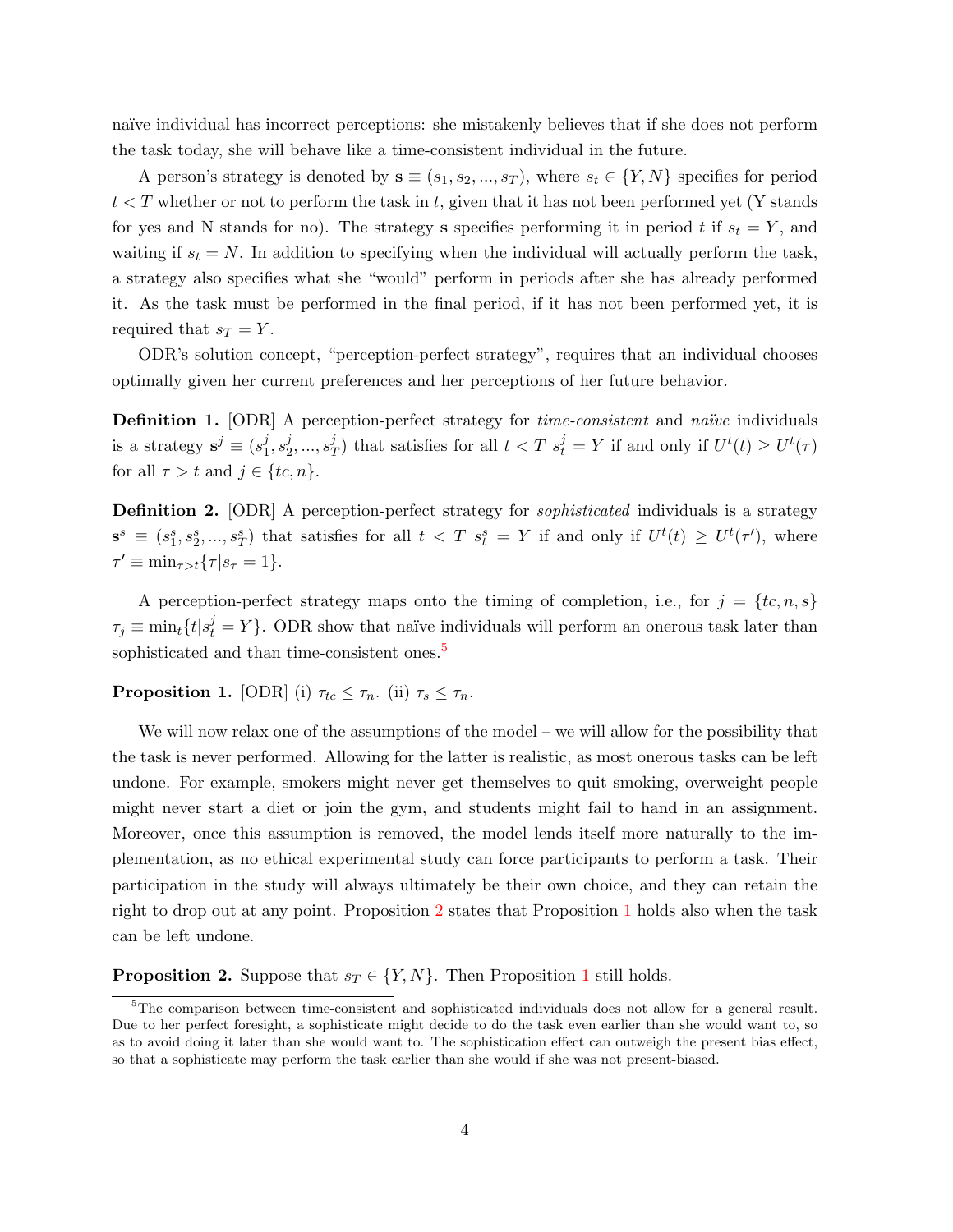naïve individual has incorrect perceptions: she mistakenly believes that if she does not perform the task today, she will behave like a time-consistent individual in the future.

A person's strategy is denoted by $\mathbf{s} \equiv (s_1, s_2, ..., s_T)$, where $s_t \in \{Y, N\}$ specifies for period $t < T$ whether or not to perform the task in $t$, given that it has not been performed yet (Y stands for yes and N stands for no). The strategy $\mathbf{s}$ specifies performing it in period $t$ if $s_t = Y$, and waiting if $s_t = N$. In addition to specifying when the individual will actually perform the task, a strategy also specifies what she "would" perform in periods after she has already performed it. As the task must be performed in the final period, if it has not been performed yet, it is required that $s_T = Y$.

ODR's solution concept, "perception-perfect strategy", requires that an individual chooses optimally given her current preferences and her perceptions of her future behavior.

**Definition 1.** [ODR] A perception-perfect strategy for *time-consistent* and *naïve* individuals is a strategy $\mathbf{s}^j \equiv (s_1^j, s_2^j, ..., s_T^j)$ that satisfies for all $t < T$ $s_t^j = Y$ if and only if $U^t(t) \geq U^t(\tau)$ for all $\tau > t$ and $j \in \{tc, n\}$.

**Definition 2.** [ODR] A perception-perfect strategy for *sophisticated* individuals is a strategy $\mathbf{s}^s \equiv (s_1^s, s_2^s, ..., s_T^s)$ that satisfies for all $t < T$ $s_t^s = Y$ if and only if $U^t(t) \geq U^t(\tau')$, where $\tau' \equiv \min_{\tau > t}\{\tau | s_\tau = 1\}$.

A perception-perfect strategy maps onto the timing of completion, i.e., for $j = \{tc, n, s\}$ $\tau_j \equiv \min_t\{t | s_t^j = Y\}$. ODR show that naïve individuals will perform an onerous task later than sophisticated and than time-consistent ones.[5]

**Proposition 1.** [ODR] (i) $\tau_{tc} \leq \tau_n$. (ii) $\tau_s \leq \tau_n$.

We will now relax one of the assumptions of the model – we will allow for the possibility that the task is never performed. Allowing for the latter is realistic, as most onerous tasks can be left undone. For example, smokers might never get themselves to quit smoking, overweight people might never start a diet or join the gym, and students might fail to hand in an assignment. Moreover, once this assumption is removed, the model lends itself more naturally to the implementation, as no ethical experimental study can force participants to perform a task. Their participation in the study will always ultimately be their own choice, and they can retain the right to drop out at any point. Proposition 2 states that Proposition 1 holds also when the task can be left undone.

**Proposition 2.** Suppose that $s_T \in \{Y, N\}$. Then Proposition 1 still holds.

[5] The comparison between time-consistent and sophisticated individuals does not allow for a general result. Due to her perfect foresight, a sophisticate might decide to do the task even earlier than she would want to, so as to avoid doing it later than she would want to. The sophistication effect can outweigh the present bias effect, so that a sophisticate may perform the task earlier than she would if she was not present-biased.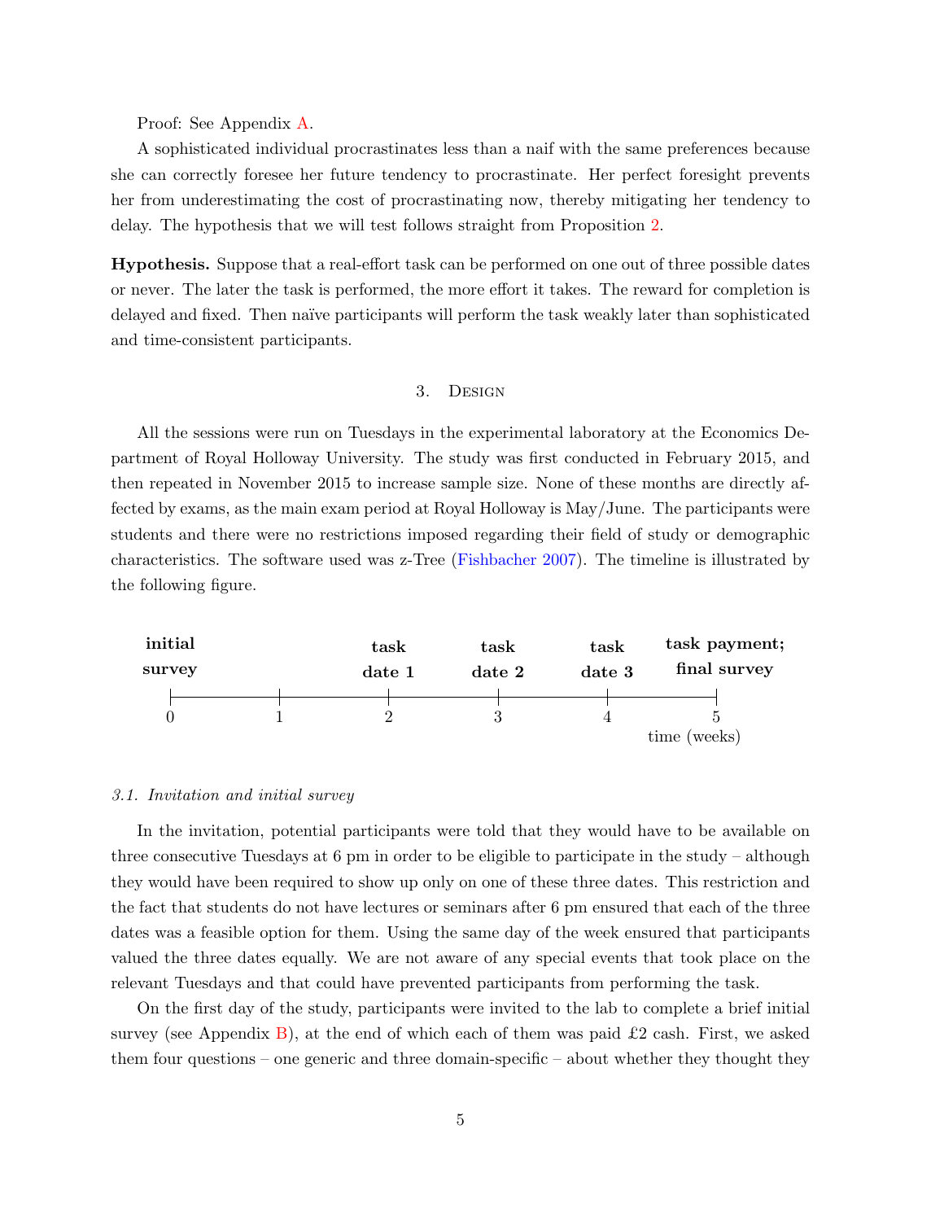Proof: See Appendix A.

A sophisticated individual procrastinates less than a naif with the same preferences because she can correctly foresee her future tendency to procrastinate. Her perfect foresight prevents her from underestimating the cost of procrastinating now, thereby mitigating her tendency to delay. The hypothesis that we will test follows straight from Proposition 2.

**Hypothesis.** Suppose that a real-effort task can be performed on one out of three possible dates or never. The later the task is performed, the more effort it takes. The reward for completion is delayed and fixed. Then naïve participants will perform the task weakly later than sophisticated and time-consistent participants.

## 3. Design

All the sessions were run on Tuesdays in the experimental laboratory at the Economics Department of Royal Holloway University. The study was first conducted in February 2015, and then repeated in November 2015 to increase sample size. None of these months are directly affected by exams, as the main exam period at Royal Holloway is May/June. The participants were students and there were no restrictions imposed regarding their field of study or demographic characteristics. The software used was z-Tree (Fishbacher 2007). The timeline is illustrated by the following figure.

| initial survey | | task date 1 | task date 2 | task date 3 | task payment; final survey |
|---|---|---|---|---|---|
| 0 | 1 | 2 | 3 | 4 | 5 |

time (weeks)

### 3.1. Invitation and initial survey

In the invitation, potential participants were told that they would have to be available on three consecutive Tuesdays at 6 pm in order to be eligible to participate in the study – although they would have been required to show up only on one of these three dates. This restriction and the fact that students do not have lectures or seminars after 6 pm ensured that each of the three dates was a feasible option for them. Using the same day of the week ensured that participants valued the three dates equally. We are not aware of any special events that took place on the relevant Tuesdays and that could have prevented participants from performing the task.

On the first day of the study, participants were invited to the lab to complete a brief initial survey (see Appendix B), at the end of which each of them was paid £2 cash. First, we asked them four questions – one generic and three domain-specific – about whether they thought they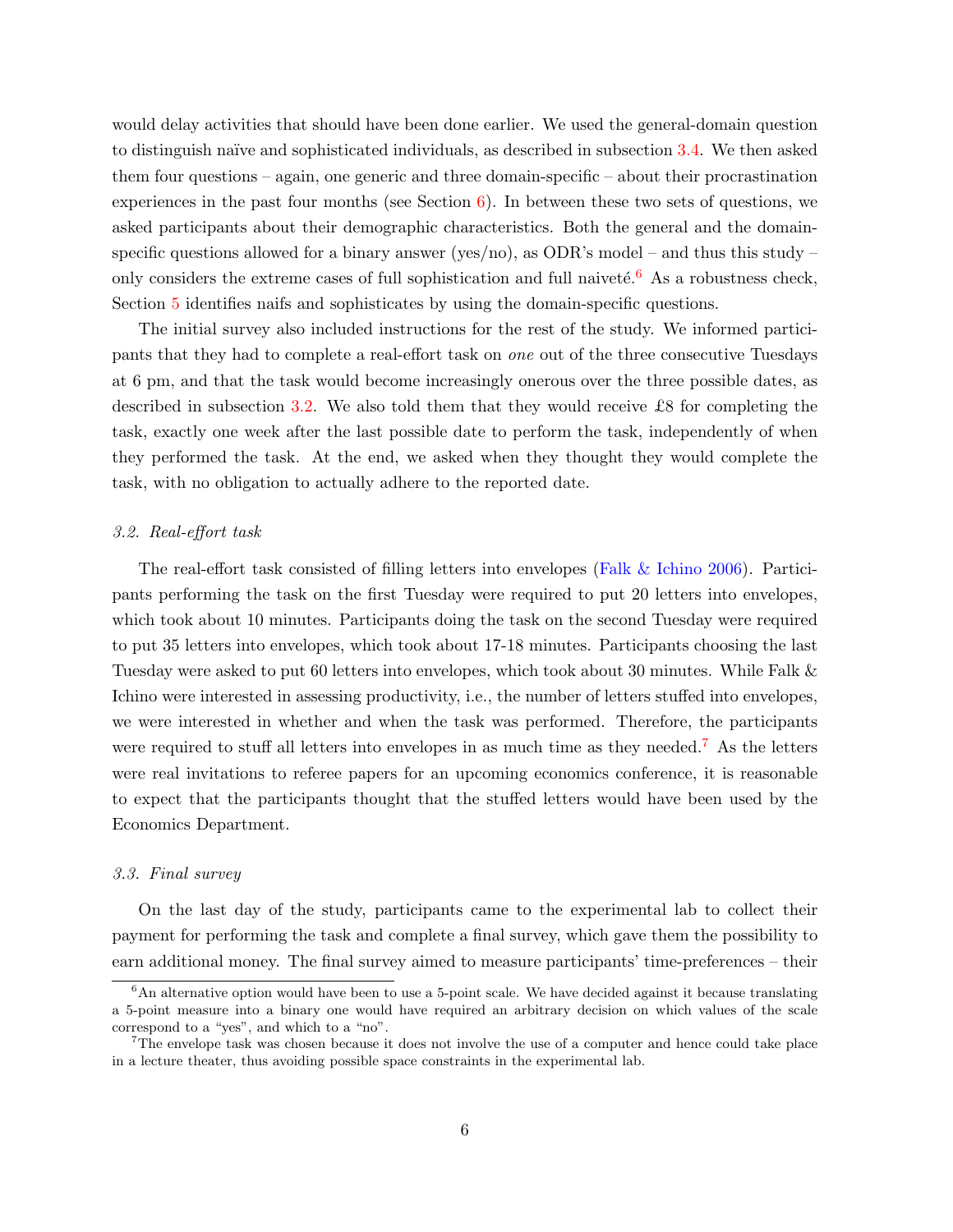would delay activities that should have been done earlier. We used the general-domain question to distinguish naïve and sophisticated individuals, as described in subsection 3.4. We then asked them four questions – again, one generic and three domain-specific – about their procrastination experiences in the past four months (see Section 6). In between these two sets of questions, we asked participants about their demographic characteristics. Both the general and the domain-specific questions allowed for a binary answer (yes/no), as ODR's model – and thus this study – only considers the extreme cases of full sophistication and full naiveté.[6] As a robustness check, Section 5 identifies naifs and sophisticates by using the domain-specific questions.

The initial survey also included instructions for the rest of the study. We informed participants that they had to complete a real-effort task on *one* out of the three consecutive Tuesdays at 6 pm, and that the task would become increasingly onerous over the three possible dates, as described in subsection 3.2. We also told them that they would receive £8 for completing the task, exactly one week after the last possible date to perform the task, independently of when they performed the task. At the end, we asked when they thought they would complete the task, with no obligation to actually adhere to the reported date.

### *3.2. Real-effort task*

The real-effort task consisted of filling letters into envelopes (Falk & Ichino 2006). Participants performing the task on the first Tuesday were required to put 20 letters into envelopes, which took about 10 minutes. Participants doing the task on the second Tuesday were required to put 35 letters into envelopes, which took about 17-18 minutes. Participants choosing the last Tuesday were asked to put 60 letters into envelopes, which took about 30 minutes. While Falk & Ichino were interested in assessing productivity, i.e., the number of letters stuffed into envelopes, we were interested in whether and when the task was performed. Therefore, the participants were required to stuff all letters into envelopes in as much time as they needed.[7] As the letters were real invitations to referee papers for an upcoming economics conference, it is reasonable to expect that the participants thought that the stuffed letters would have been used by the Economics Department.

### *3.3. Final survey*

On the last day of the study, participants came to the experimental lab to collect their payment for performing the task and complete a final survey, which gave them the possibility to earn additional money. The final survey aimed to measure participants' time-preferences – their

[6] An alternative option would have been to use a 5-point scale. We have decided against it because translating a 5-point measure into a binary one would have required an arbitrary decision on which values of the scale correspond to a "yes", and which to a "no".

[7] The envelope task was chosen because it does not involve the use of a computer and hence could take place in a lecture theater, thus avoiding possible space constraints in the experimental lab.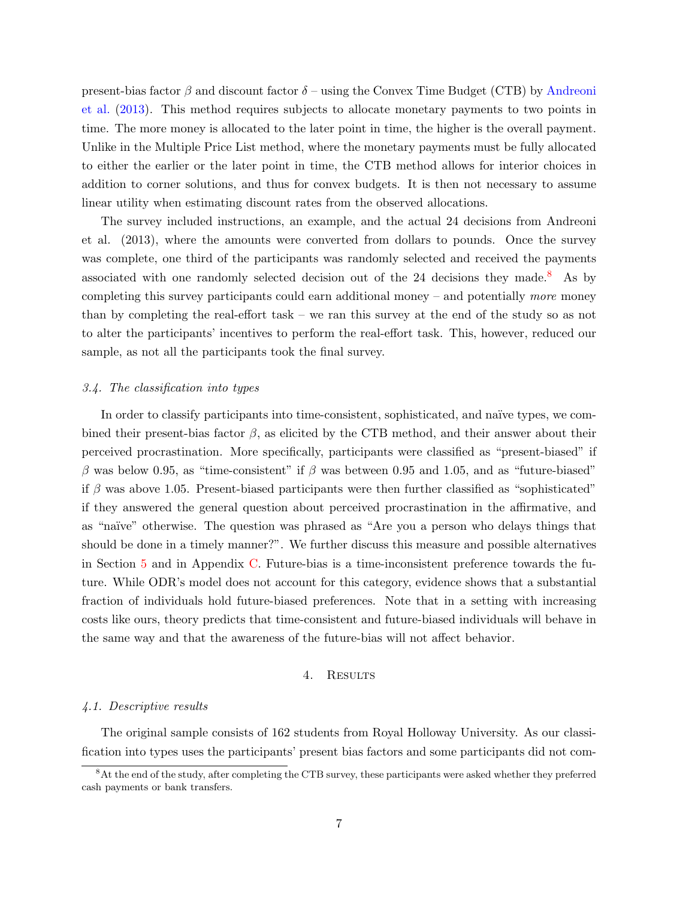present-bias factor $\beta$ and discount factor $\delta$ – using the Convex Time Budget (CTB) by Andreoni et al. (2013). This method requires subjects to allocate monetary payments to two points in time. The more money is allocated to the later point in time, the higher is the overall payment. Unlike in the Multiple Price List method, where the monetary payments must be fully allocated to either the earlier or the later point in time, the CTB method allows for interior choices in addition to corner solutions, and thus for convex budgets. It is then not necessary to assume linear utility when estimating discount rates from the observed allocations.

The survey included instructions, an example, and the actual 24 decisions from Andreoni et al. (2013), where the amounts were converted from dollars to pounds. Once the survey was complete, one third of the participants was randomly selected and received the payments associated with one randomly selected decision out of the 24 decisions they made.[8] As by completing this survey participants could earn additional money – and potentially *more* money than by completing the real-effort task – we ran this survey at the end of the study so as not to alter the participants' incentives to perform the real-effort task. This, however, reduced our sample, as not all the participants took the final survey.

### *3.4. The classification into types*

In order to classify participants into time-consistent, sophisticated, and naïve types, we combined their present-bias factor $\beta$, as elicited by the CTB method, and their answer about their perceived procrastination. More specifically, participants were classified as "present-biased" if $\beta$ was below 0.95, as "time-consistent" if $\beta$ was between 0.95 and 1.05, and as "future-biased" if $\beta$ was above 1.05. Present-biased participants were then further classified as "sophisticated" if they answered the general question about perceived procrastination in the affirmative, and as "naïve" otherwise. The question was phrased as "Are you a person who delays things that should be done in a timely manner?". We further discuss this measure and possible alternatives in Section 5 and in Appendix C. Future-bias is a time-inconsistent preference towards the future. While ODR's model does not account for this category, evidence shows that a substantial fraction of individuals hold future-biased preferences. Note that in a setting with increasing costs like ours, theory predicts that time-consistent and future-biased individuals will behave in the same way and that the awareness of the future-bias will not affect behavior.

## 4. Results

### *4.1. Descriptive results*

The original sample consists of 162 students from Royal Holloway University. As our classification into types uses the participants' present bias factors and some participants did not com-

[8] At the end of the study, after completing the CTB survey, these participants were asked whether they preferred cash payments or bank transfers.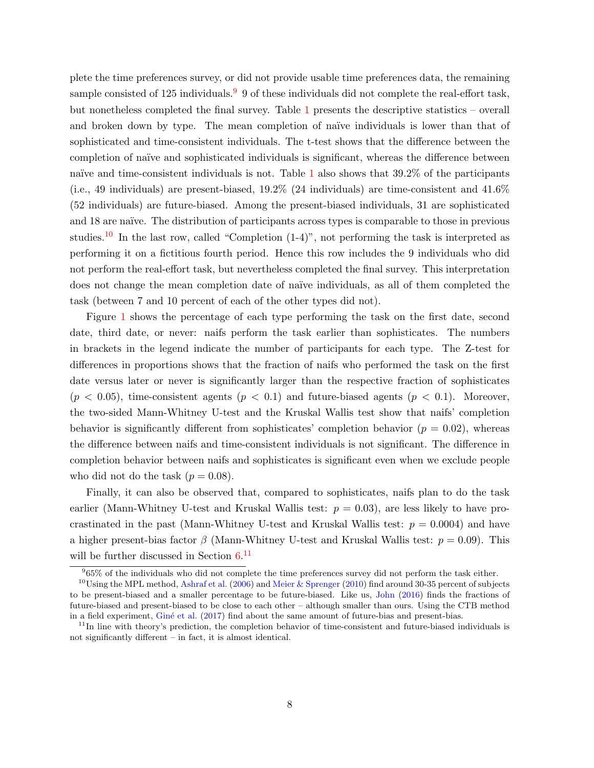plete the time preferences survey, or did not provide usable time preferences data, the remaining sample consisted of 125 individuals.[9] 9 of these individuals did not complete the real-effort task, but nonetheless completed the final survey. Table 1 presents the descriptive statistics – overall and broken down by type. The mean completion of naïve individuals is lower than that of sophisticated and time-consistent individuals. The t-test shows that the difference between the completion of naïve and sophisticated individuals is significant, whereas the difference between naïve and time-consistent individuals is not. Table 1 also shows that 39.2% of the participants (i.e., 49 individuals) are present-biased, 19.2% (24 individuals) are time-consistent and 41.6% (52 individuals) are future-biased. Among the present-biased individuals, 31 are sophisticated and 18 are naïve. The distribution of participants across types is comparable to those in previous studies.[10] In the last row, called "Completion (1-4)", not performing the task is interpreted as performing it on a fictitious fourth period. Hence this row includes the 9 individuals who did not perform the real-effort task, but nevertheless completed the final survey. This interpretation does not change the mean completion date of naïve individuals, as all of them completed the task (between 7 and 10 percent of each of the other types did not).

Figure 1 shows the percentage of each type performing the task on the first date, second date, third date, or never: naifs perform the task earlier than sophisticates. The numbers in brackets in the legend indicate the number of participants for each type. The Z-test for differences in proportions shows that the fraction of naifs who performed the task on the first date versus later or never is significantly larger than the respective fraction of sophisticates ($p < 0.05$), time-consistent agents ($p < 0.1$) and future-biased agents ($p < 0.1$). Moreover, the two-sided Mann-Whitney U-test and the Kruskal Wallis test show that naifs' completion behavior is significantly different from sophisticates' completion behavior ($p = 0.02$), whereas the difference between naifs and time-consistent individuals is not significant. The difference in completion behavior between naifs and sophisticates is significant even when we exclude people who did not do the task ($p = 0.08$).

Finally, it can also be observed that, compared to sophisticates, naifs plan to do the task earlier (Mann-Whitney U-test and Kruskal Wallis test: $p = 0.03$), are less likely to have procrastinated in the past (Mann-Whitney U-test and Kruskal Wallis test: $p = 0.0004$) and have a higher present-bias factor $\beta$ (Mann-Whitney U-test and Kruskal Wallis test: $p = 0.09$). This will be further discussed in Section 6.[11]

[9] 65% of the individuals who did not complete the time preferences survey did not perform the task either.

[10] Using the MPL method, Ashraf et al. (2006) and Meier & Sprenger (2010) find around 30-35 percent of subjects to be present-biased and a smaller percentage to be future-biased. Like us, John (2016) finds the fractions of future-biased and present-biased to be close to each other – although smaller than ours. Using the CTB method in a field experiment, Giné et al. (2017) find about the same amount of future-bias and present-bias.

[11] In line with theory's prediction, the completion behavior of time-consistent and future-biased individuals is not significantly different – in fact, it is almost identical.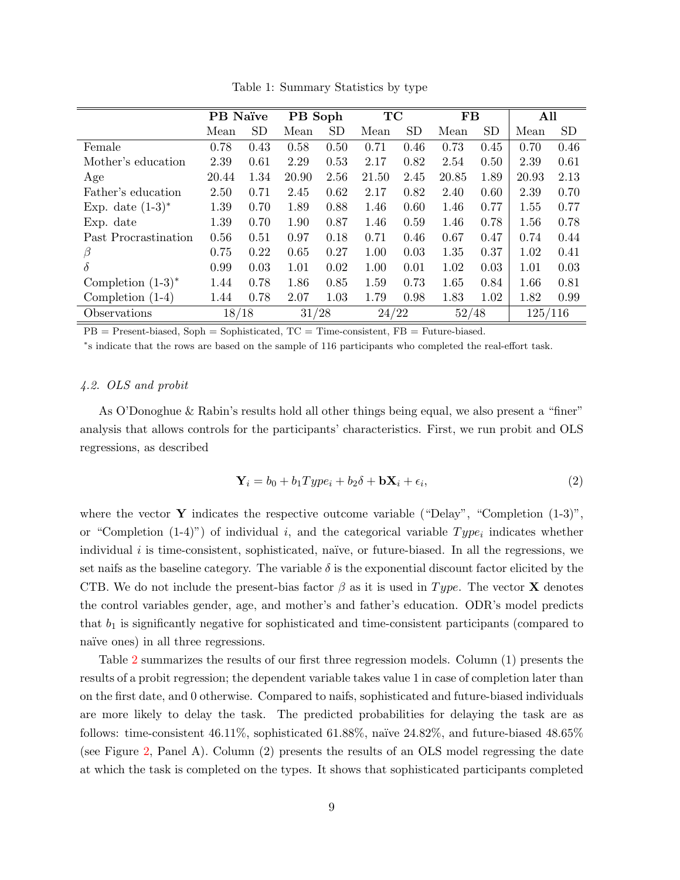Table 1: Summary Statistics by type

| | **PB Naïve** | | **PB Soph** | | **TC** | | **FB** | | **All** | |
|---|---|---|---|---|---|---|---|---|---|---|
| | Mean | SD | Mean | SD | Mean | SD | Mean | SD | Mean | SD |
| Female | 0.78 | 0.43 | 0.58 | 0.50 | 0.71 | 0.46 | 0.73 | 0.45 | 0.70 | 0.46 |
| Mother's education | 2.39 | 0.61 | 2.29 | 0.53 | 2.17 | 0.82 | 2.54 | 0.50 | 2.39 | 0.61 |
| Age | 20.44 | 1.34 | 20.90 | 2.56 | 21.50 | 2.45 | 20.85 | 1.89 | 20.93 | 2.13 |
| Father's education | 2.50 | 0.71 | 2.45 | 0.62 | 2.17 | 0.82 | 2.40 | 0.60 | 2.39 | 0.70 |
| Exp. date (1-3)* | 1.39 | 0.70 | 1.89 | 0.88 | 1.46 | 0.60 | 1.46 | 0.77 | 1.55 | 0.77 |
| Exp. date | 1.39 | 0.70 | 1.90 | 0.87 | 1.46 | 0.59 | 1.46 | 0.78 | 1.56 | 0.78 |
| Past Procrastination | 0.56 | 0.51 | 0.97 | 0.18 | 0.71 | 0.46 | 0.67 | 0.47 | 0.74 | 0.44 |
| $\beta$ | 0.75 | 0.22 | 0.65 | 0.27 | 1.00 | 0.03 | 1.35 | 0.37 | 1.02 | 0.41 |
| $\delta$ | 0.99 | 0.03 | 1.01 | 0.02 | 1.00 | 0.01 | 1.02 | 0.03 | 1.01 | 0.03 |
| Completion (1-3)* | 1.44 | 0.78 | 1.86 | 0.85 | 1.59 | 0.73 | 1.65 | 0.84 | 1.66 | 0.81 |
| Completion (1-4) | 1.44 | 0.78 | 2.07 | 1.03 | 1.79 | 0.98 | 1.83 | 1.02 | 1.82 | 0.99 |
| Observations | 18/18 | | 31/28 | | 24/22 | | 52/48 | | 125/116 | |

PB = Present-biased, Soph = Sophisticated, TC = Time-consistent, FB = Future-biased.

*s indicate that the rows are based on the sample of 116 participants who completed the real-effort task.

### *4.2. OLS and probit*

As O'Donoghue & Rabin's results hold all other things being equal, we also present a "finer" analysis that allows controls for the participants' characteristics. First, we run probit and OLS regressions, as described

$$\mathbf{Y}_i = b_0 + b_1 Type_i + b_2 \delta + \mathbf{bX}_i + \epsilon_i, \tag{2}$$

where the vector $\mathbf{Y}$ indicates the respective outcome variable ("Delay", "Completion (1-3)", or "Completion (1-4)") of individual $i$, and the categorical variable $Type_i$ indicates whether individual $i$ is time-consistent, sophisticated, naïve, or future-biased. In all the regressions, we set naifs as the baseline category. The variable $\delta$ is the exponential discount factor elicited by the CTB. We do not include the present-bias factor $\beta$ as it is used in $Type$. The vector $\mathbf{X}$ denotes the control variables gender, age, and mother's and father's education. ODR's model predicts that $b_1$ is significantly negative for sophisticated and time-consistent participants (compared to naïve ones) in all three regressions.

Table 2 summarizes the results of our first three regression models. Column (1) presents the results of a probit regression; the dependent variable takes value 1 in case of completion later than on the first date, and 0 otherwise. Compared to naifs, sophisticated and future-biased individuals are more likely to delay the task. The predicted probabilities for delaying the task are as follows: time-consistent 46.11%, sophisticated 61.88%, naïve 24.82%, and future-biased 48.65% (see Figure 2, Panel A). Column (2) presents the results of an OLS model regressing the date at which the task is completed on the types. It shows that sophisticated participants completed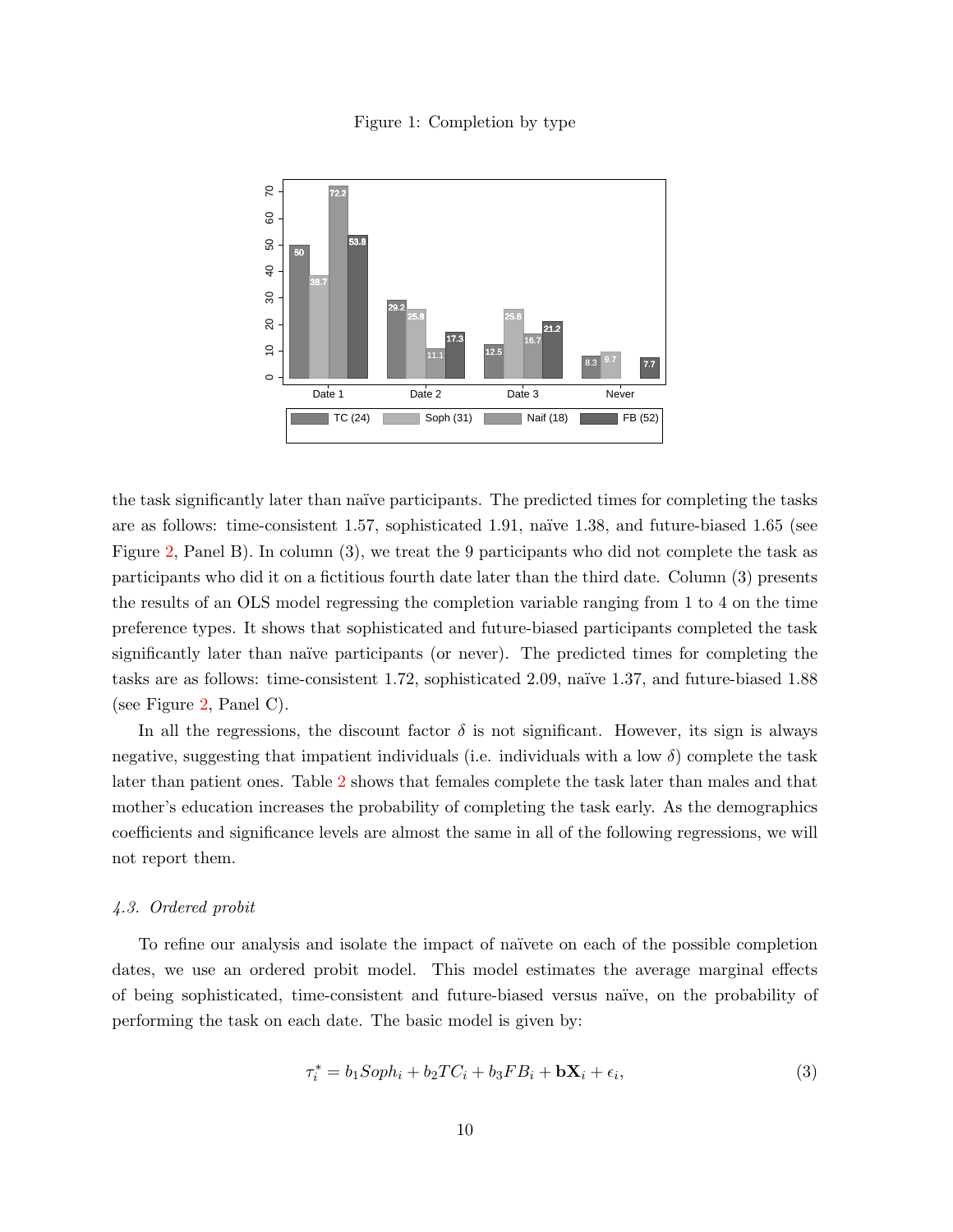Figure 1: Completion by type

the task significantly later than naïve participants. The predicted times for completing the tasks are as follows: time-consistent 1.57, sophisticated 1.91, naïve 1.38, and future-biased 1.65 (see Figure 2, Panel B). In column (3), we treat the 9 participants who did not complete the task as participants who did it on a fictitious fourth date later than the third date. Column (3) presents the results of an OLS model regressing the completion variable ranging from 1 to 4 on the time preference types. It shows that sophisticated and future-biased participants completed the task significantly later than naïve participants (or never). The predicted times for completing the tasks are as follows: time-consistent 1.72, sophisticated 2.09, naïve 1.37, and future-biased 1.88 (see Figure 2, Panel C).

In all the regressions, the discount factor $\delta$ is not significant. However, its sign is always negative, suggesting that impatient individuals (i.e. individuals with a low $\delta$) complete the task later than patient ones. Table 2 shows that females complete the task later than males and that mother's education increases the probability of completing the task early. As the demographics coefficients and significance levels are almost the same in all of the following regressions, we will not report them.

### *4.3. Ordered probit*

To refine our analysis and isolate the impact of naïvete on each of the possible completion dates, we use an ordered probit model. This model estimates the average marginal effects of being sophisticated, time-consistent and future-biased versus naïve, on the probability of performing the task on each date. The basic model is given by:

$$\tau_i^* = b_1 Soph_i + b_2 TC_i + b_3 FB_i + \mathbf{b}\mathbf{X}_i + \epsilon_i, \tag{3}$$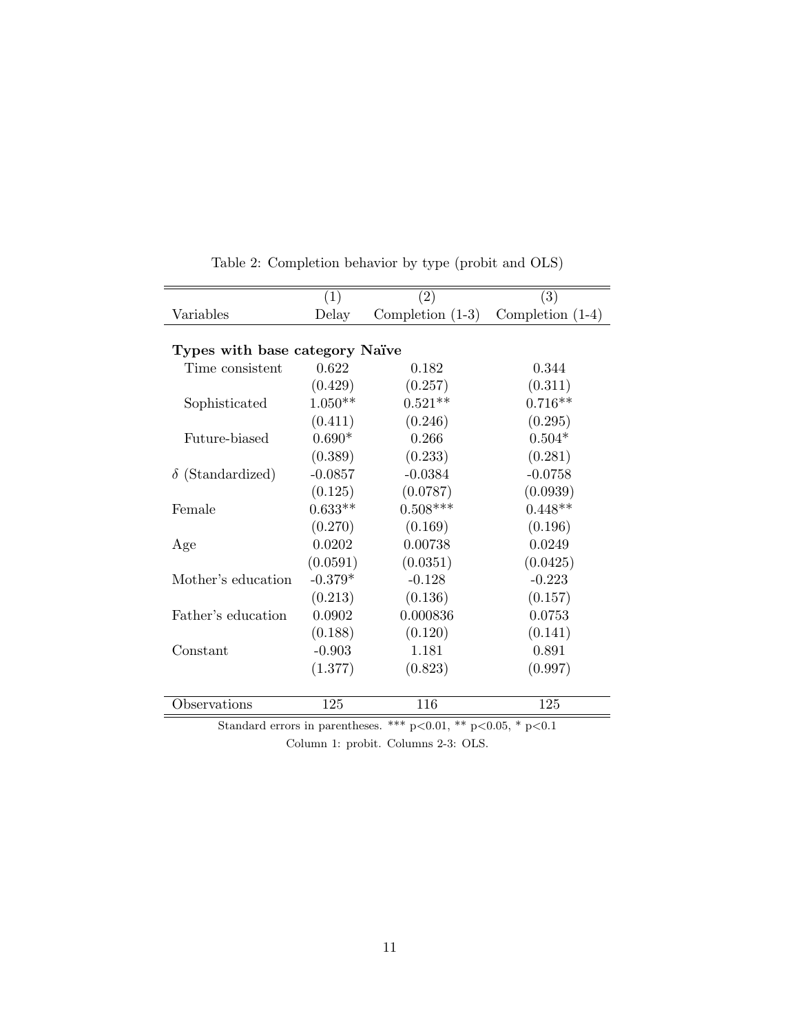Table 2: Completion behavior by type (probit and OLS)

| | (1) | (2) | (3) |
|---|---|---|---|
| Variables | Delay | Completion (1-3) | Completion (1-4) |
| **Types with base category Naïve** | | | |
| Time consistent | 0.622 | 0.182 | 0.344 |
| | (0.429) | (0.257) | (0.311) |
| Sophisticated | 1.050** | 0.521** | 0.716** |
| | (0.411) | (0.246) | (0.295) |
| Future-biased | 0.690* | 0.266 | 0.504* |
| | (0.389) | (0.233) | (0.281) |
| $\delta$ (Standardized) | -0.0857 | -0.0384 | -0.0758 |
| | (0.125) | (0.0787) | (0.0939) |
| Female | 0.633** | 0.508*** | 0.448** |
| | (0.270) | (0.169) | (0.196) |
| Age | 0.0202 | 0.00738 | 0.0249 |
| | (0.0591) | (0.0351) | (0.0425) |
| Mother's education | -0.379* | -0.128 | -0.223 |
| | (0.213) | (0.136) | (0.157) |
| Father's education | 0.0902 | 0.000836 | 0.0753 |
| | (0.188) | (0.120) | (0.141) |
| Constant | -0.903 | 1.181 | 0.891 |
| | (1.377) | (0.823) | (0.997) |
| Observations | 125 | 116 | 125 |

Standard errors in parentheses. *** p<0.01, ** p<0.05, * p<0.1

Column 1: probit. Columns 2-3: OLS.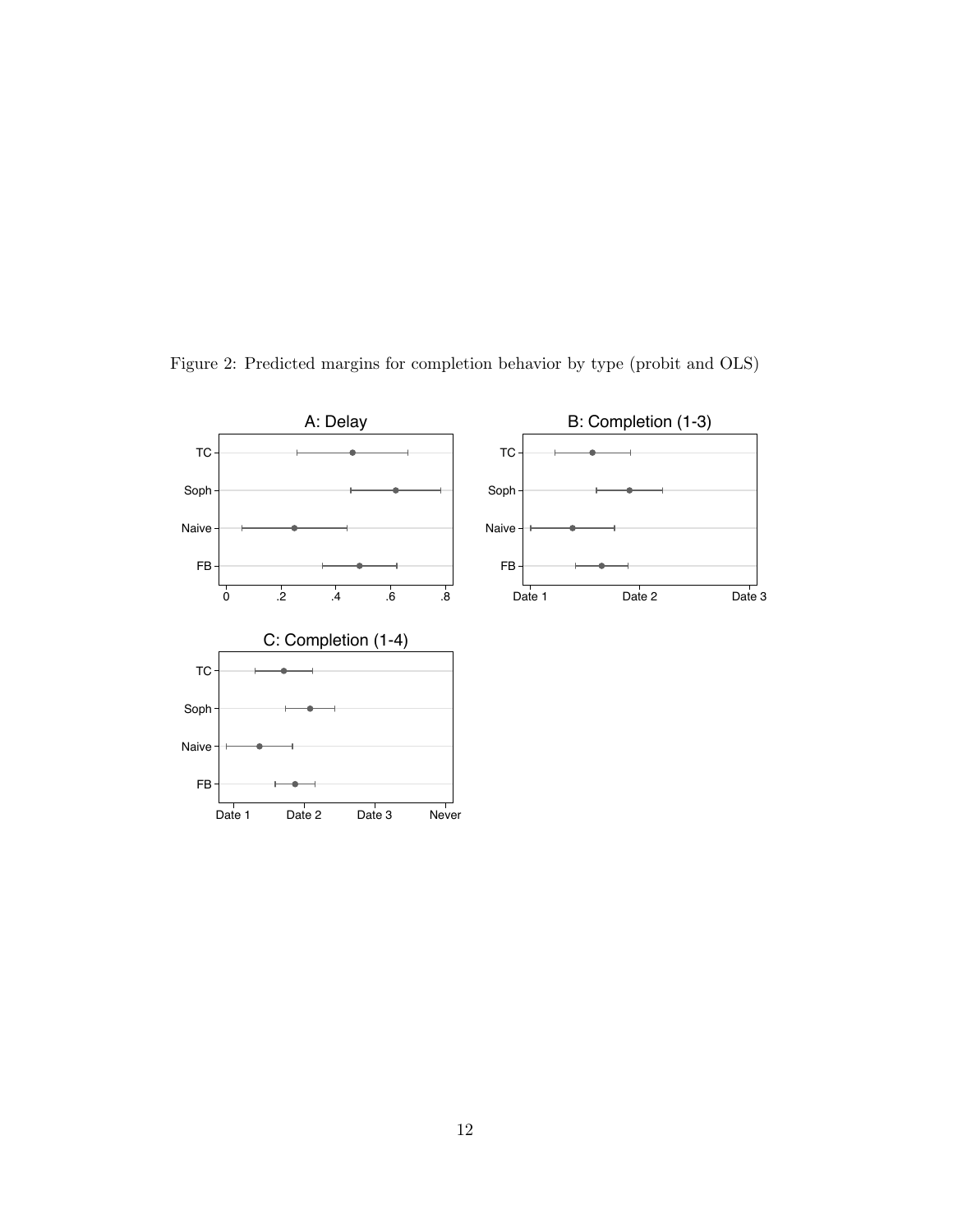Figure 2: Predicted margins for completion behavior by type (probit and OLS)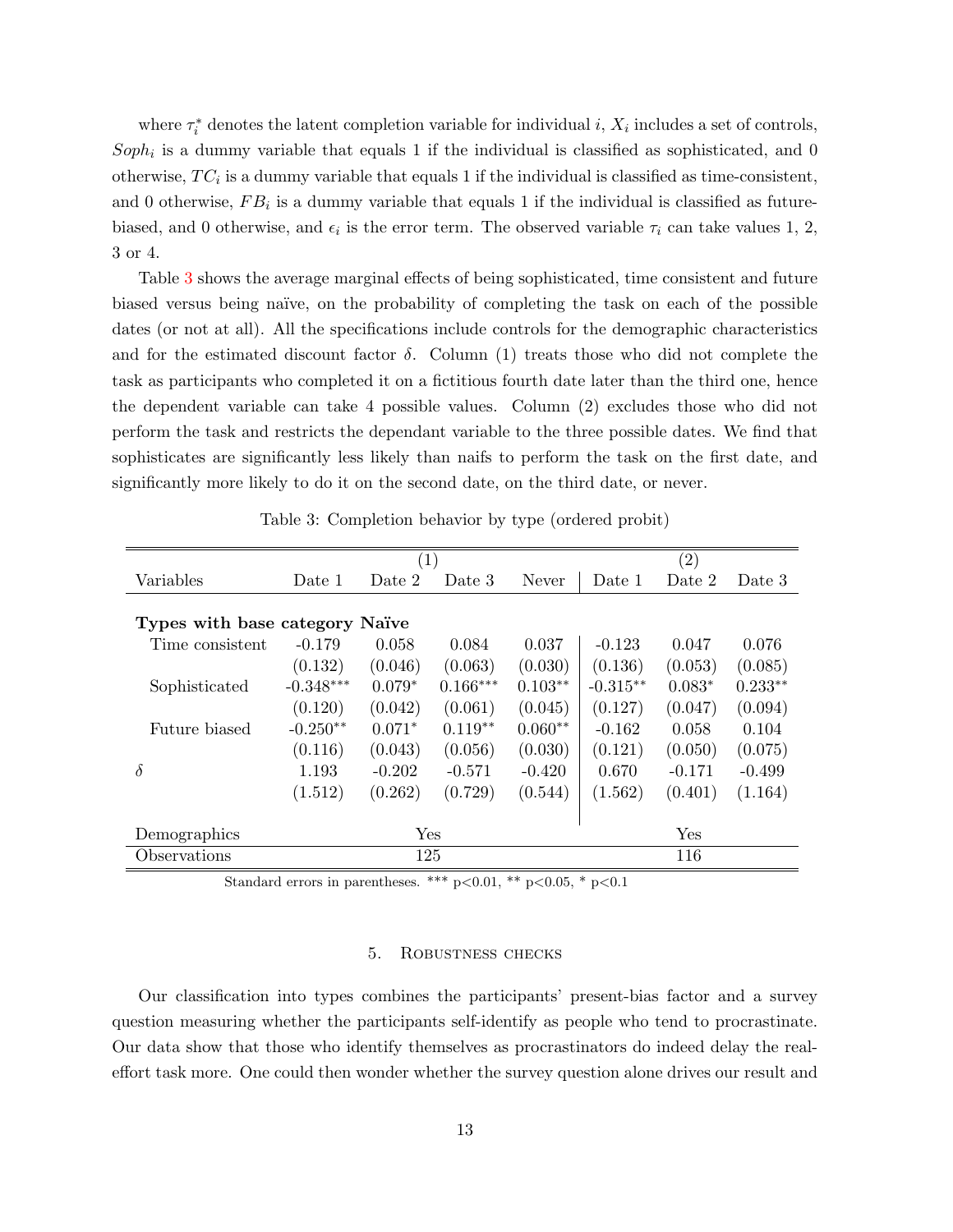where $\tau_i^*$ denotes the latent completion variable for individual $i$, $X_i$ includes a set of controls, $Soph_i$ is a dummy variable that equals 1 if the individual is classified as sophisticated, and 0 otherwise, $TC_i$ is a dummy variable that equals 1 if the individual is classified as time-consistent, and 0 otherwise, $FB_i$ is a dummy variable that equals 1 if the individual is classified as future-biased, and 0 otherwise, and $\epsilon_i$ is the error term. The observed variable $\tau_i$ can take values 1, 2, 3 or 4.

Table 3 shows the average marginal effects of being sophisticated, time consistent and future biased versus being naïve, on the probability of completing the task on each of the possible dates (or not at all). All the specifications include controls for the demographic characteristics and for the estimated discount factor $\delta$. Column (1) treats those who did not complete the task as participants who completed it on a fictitious fourth date later than the third one, hence the dependent variable can take 4 possible values. Column (2) excludes those who did not perform the task and restricts the dependant variable to the three possible dates. We find that sophisticates are significantly less likely than naifs to perform the task on the first date, and significantly more likely to do it on the second date, on the third date, or never.

Table 3: Completion behavior by type (ordered probit)

| | (1) | | | | (2) | | |
|---|---|---|---|---|---|---|---|
| Variables | Date 1 | Date 2 | Date 3 | Never | Date 1 | Date 2 | Date 3 |
| **Types with base category Naïve** | | | | | | | |
| Time consistent | -0.179 | 0.058 | 0.084 | 0.037 | -0.123 | 0.047 | 0.076 |
| | (0.132) | (0.046) | (0.063) | (0.030) | (0.136) | (0.053) | (0.085) |
| Sophisticated | -0.348*** | 0.079* | 0.166*** | 0.103** | -0.315** | 0.083* | 0.233** |
| | (0.120) | (0.042) | (0.061) | (0.045) | (0.127) | (0.047) | (0.094) |
| Future biased | -0.250** | 0.071* | 0.119** | 0.060** | -0.162 | 0.058 | 0.104 |
| | (0.116) | (0.043) | (0.056) | (0.030) | (0.121) | (0.050) | (0.075) |
| $\delta$ | 1.193 | -0.202 | -0.571 | -0.420 | 0.670 | -0.171 | -0.499 |
| | (1.512) | (0.262) | (0.729) | (0.544) | (1.562) | (0.401) | (1.164) |
| Demographics | Yes | | | | Yes | | |
| Observations | 125 | | | | 116 | | |

Standard errors in parentheses. *** p<0.01, ** p<0.05, * p<0.1

## 5. Robustness checks

Our classification into types combines the participants' present-bias factor and a survey question measuring whether the participants self-identify as people who tend to procrastinate. Our data show that those who identify themselves as procrastinators do indeed delay the real-effort task more. One could then wonder whether the survey question alone drives our result and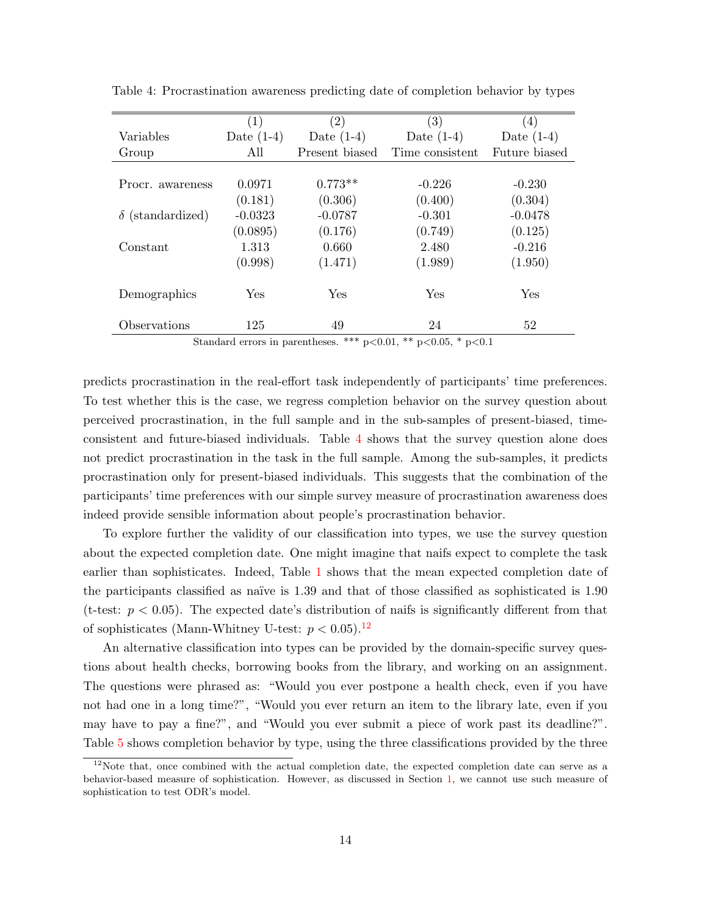Table 4: Procrastination awareness predicting date of completion behavior by types

| | (1) | (2) | (3) | (4) |
|---|---|---|---|---|
| Variables | Date (1-4) | Date (1-4) | Date (1-4) | Date (1-4) |
| Group | All | Present biased | Time consistent | Future biased |
| Procr. awareness | 0.0971 | 0.773** | -0.226 | -0.230 |
| | (0.181) | (0.306) | (0.400) | (0.304) |
| $\delta$ (standardized) | -0.0323 | -0.0787 | -0.301 | -0.0478 |
| | (0.0895) | (0.176) | (0.749) | (0.125) |
| Constant | 1.313 | 0.660 | 2.480 | -0.216 |
| | (0.998) | (1.471) | (1.989) | (1.950) |
| Demographics | Yes | Yes | Yes | Yes |
| Observations | 125 | 49 | 24 | 52 |

Standard errors in parentheses. *** p<0.01, ** p<0.05, * p<0.1

predicts procrastination in the real-effort task independently of participants' time preferences. To test whether this is the case, we regress completion behavior on the survey question about perceived procrastination, in the full sample and in the sub-samples of present-biased, time-consistent and future-biased individuals. Table 4 shows that the survey question alone does not predict procrastination in the task in the full sample. Among the sub-samples, it predicts procrastination only for present-biased individuals. This suggests that the combination of the participants' time preferences with our simple survey measure of procrastination awareness does indeed provide sensible information about people's procrastination behavior.

To explore further the validity of our classification into types, we use the survey question about the expected completion date. One might imagine that naifs expect to complete the task earlier than sophisticates. Indeed, Table 1 shows that the mean expected completion date of the participants classified as naïve is 1.39 and that of those classified as sophisticated is 1.90 (t-test: $p < 0.05$). The expected date's distribution of naifs is significantly different from that of sophisticates (Mann-Whitney U-test: $p < 0.05$).[12]

An alternative classification into types can be provided by the domain-specific survey questions about health checks, borrowing books from the library, and working on an assignment. The questions were phrased as: "Would you ever postpone a health check, even if you have not had one in a long time?", "Would you ever return an item to the library late, even if you may have to pay a fine?", and "Would you ever submit a piece of work past its deadline?". Table 5 shows completion behavior by type, using the three classifications provided by the three

[12] Note that, once combined with the actual completion date, the expected completion date can serve as a behavior-based measure of sophistication. However, as discussed in Section 1, we cannot use such measure of sophistication to test ODR's model.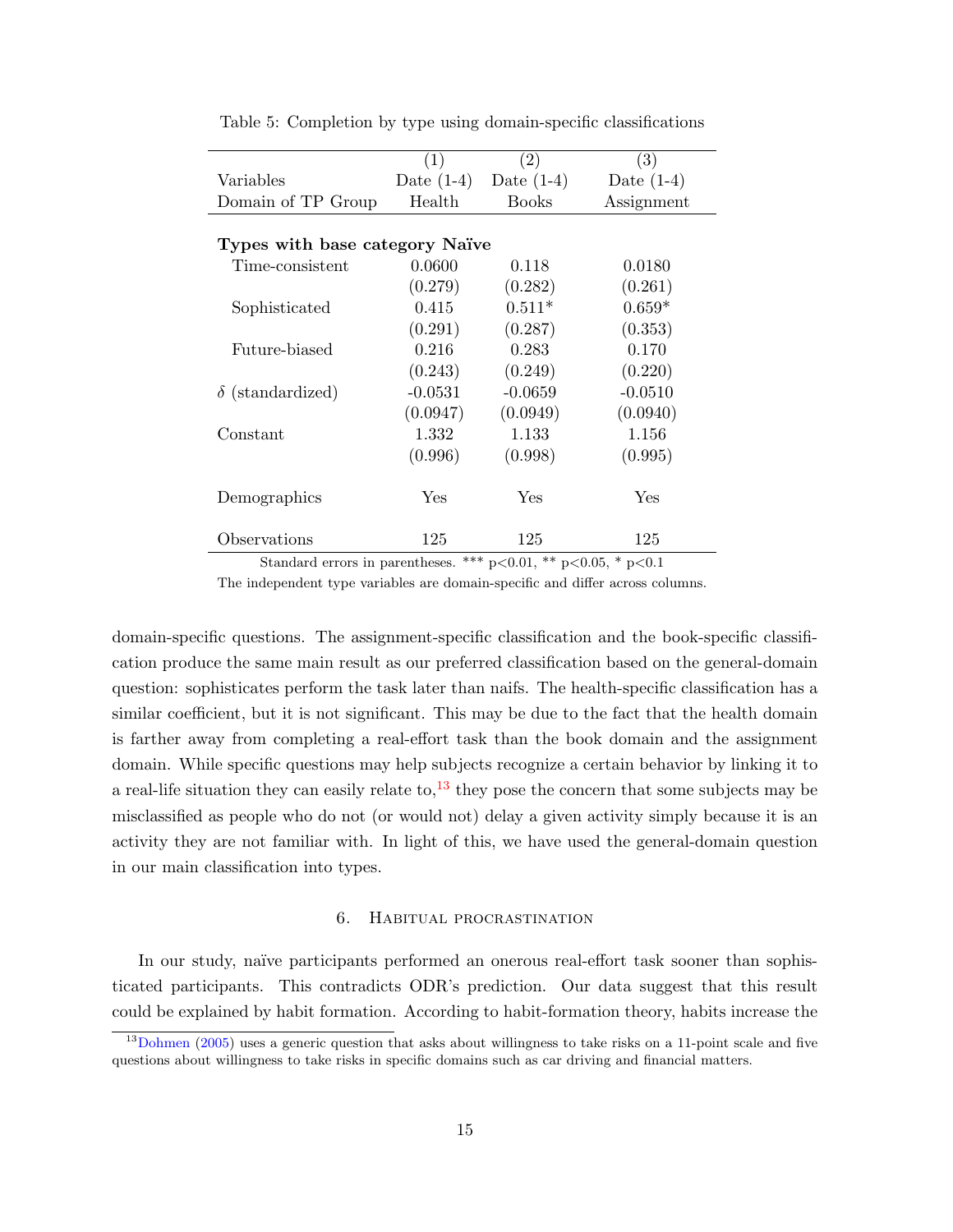Table 5: Completion by type using domain-specific classifications

| | (1) | (2) | (3) |
|---|---|---|---|
| Variables | Date (1-4) | Date (1-4) | Date (1-4) |
| Domain of TP Group | Health | Books | Assignment |
| **Types with base category Naïve** | | | |
| Time-consistent | 0.0600 | 0.118 | 0.0180 |
| | (0.279) | (0.282) | (0.261) |
| Sophisticated | 0.415 | 0.511* | 0.659* |
| | (0.291) | (0.287) | (0.353) |
| Future-biased | 0.216 | 0.283 | 0.170 |
| | (0.243) | (0.249) | (0.220) |
| $\delta$ (standardized) | -0.0531 | -0.0659 | -0.0510 |
| | (0.0947) | (0.0949) | (0.0940) |
| Constant | 1.332 | 1.133 | 1.156 |
| | (0.996) | (0.998) | (0.995) |
| Demographics | Yes | Yes | Yes |
| Observations | 125 | 125 | 125 |

Standard errors in parentheses. *** p<0.01, ** p<0.05, * p<0.1

The independent type variables are domain-specific and differ across columns.

domain-specific questions. The assignment-specific classification and the book-specific classification produce the same main result as our preferred classification based on the general-domain question: sophisticates perform the task later than naifs. The health-specific classification has a similar coefficient, but it is not significant. This may be due to the fact that the health domain is farther away from completing a real-effort task than the book domain and the assignment domain. While specific questions may help subjects recognize a certain behavior by linking it to a real-life situation they can easily relate to,[13] they pose the concern that some subjects may be misclassified as people who do not (or would not) delay a given activity simply because it is an activity they are not familiar with. In light of this, we have used the general-domain question in our main classification into types.

## 6. Habitual procrastination

In our study, naïve participants performed an onerous real-effort task sooner than sophisticated participants. This contradicts ODR's prediction. Our data suggest that this result could be explained by habit formation. According to habit-formation theory, habits increase the

[13] Dohmen (2005) uses a generic question that asks about willingness to take risks on a 11-point scale and five questions about willingness to take risks in specific domains such as car driving and financial matters.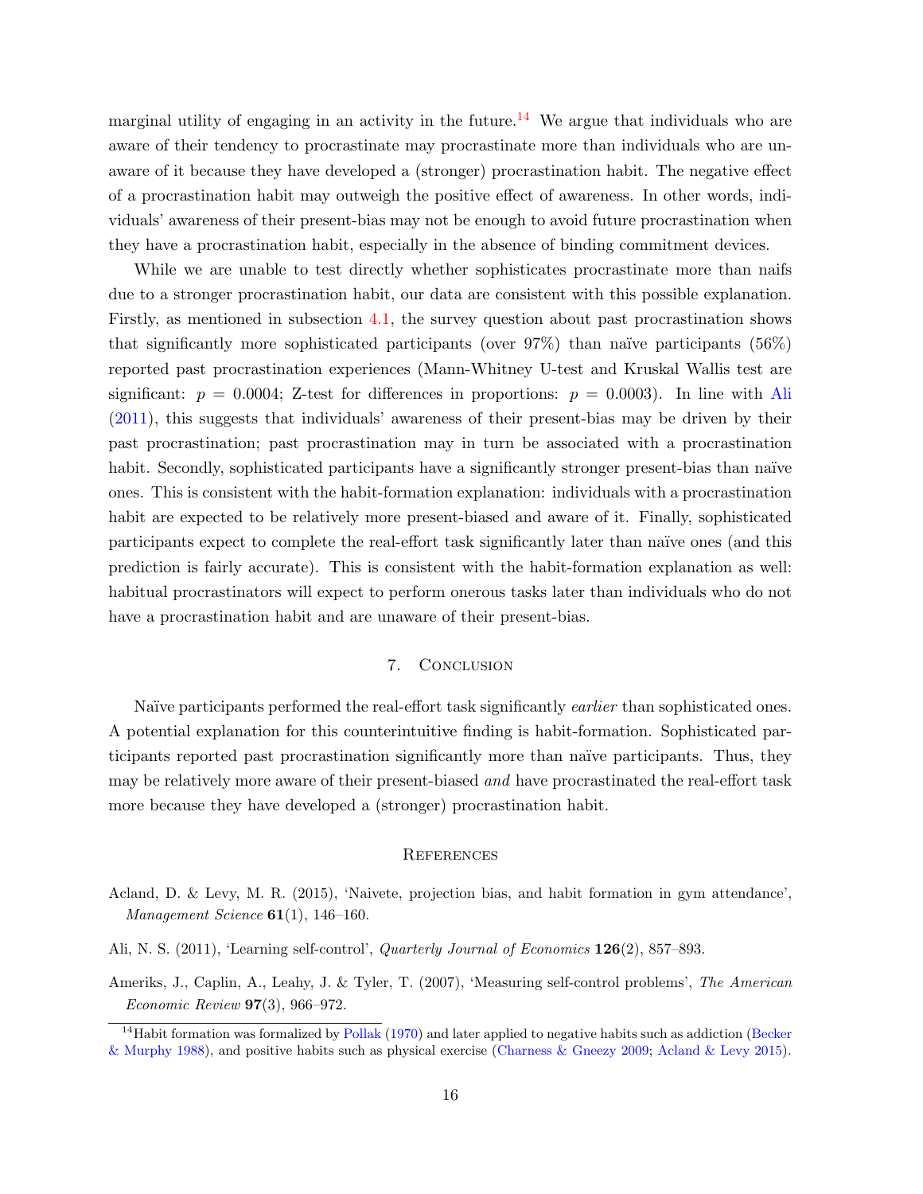marginal utility of engaging in an activity in the future.[14] We argue that individuals who are aware of their tendency to procrastinate may procrastinate more than individuals who are unaware of it because they have developed a (stronger) procrastination habit. The negative effect of a procrastination habit may outweigh the positive effect of awareness. In other words, individuals' awareness of their present-bias may not be enough to avoid future procrastination when they have a procrastination habit, especially in the absence of binding commitment devices.

While we are unable to test directly whether sophisticates procrastinate more than naifs due to a stronger procrastination habit, our data are consistent with this possible explanation. Firstly, as mentioned in subsection 4.1, the survey question about past procrastination shows that significantly more sophisticated participants (over 97%) than naïve participants (56%) reported past procrastination experiences (Mann-Whitney U-test and Kruskal Wallis test are significant: $p = 0.0004$; Z-test for differences in proportions: $p = 0.0003$). In line with Ali (2011), this suggests that individuals' awareness of their present-bias may be driven by their past procrastination; past procrastination may in turn be associated with a procrastination habit. Secondly, sophisticated participants have a significantly stronger present-bias than naïve ones. This is consistent with the habit-formation explanation: individuals with a procrastination habit are expected to be relatively more present-biased and aware of it. Finally, sophisticated participants expect to complete the real-effort task significantly later than naïve ones (and this prediction is fairly accurate). This is consistent with the habit-formation explanation as well: habitual procrastinators will expect to perform onerous tasks later than individuals who do not have a procrastination habit and are unaware of their present-bias.

## 7. Conclusion

Naïve participants performed the real-effort task significantly *earlier* than sophisticated ones. A potential explanation for this counterintuitive finding is habit-formation. Sophisticated participants reported past procrastination significantly more than naïve participants. Thus, they may be relatively more aware of their present-biased *and* have procrastinated the real-effort task more because they have developed a (stronger) procrastination habit.

## References

Acland, D. & Levy, M. R. (2015), 'Naivete, projection bias, and habit formation in gym attendance', *Management Science* **61**(1), 146–160.

Ali, N. S. (2011), 'Learning self-control', *Quarterly Journal of Economics* **126**(2), 857–893.

Ameriks, J., Caplin, A., Leahy, J. & Tyler, T. (2007), 'Measuring self-control problems', *The American Economic Review* **97**(3), 966–972.

[14] Habit formation was formalized by Pollak (1970) and later applied to negative habits such as addiction (Becker & Murphy 1988), and positive habits such as physical exercise (Charness & Gneezy 2009; Acland & Levy 2015).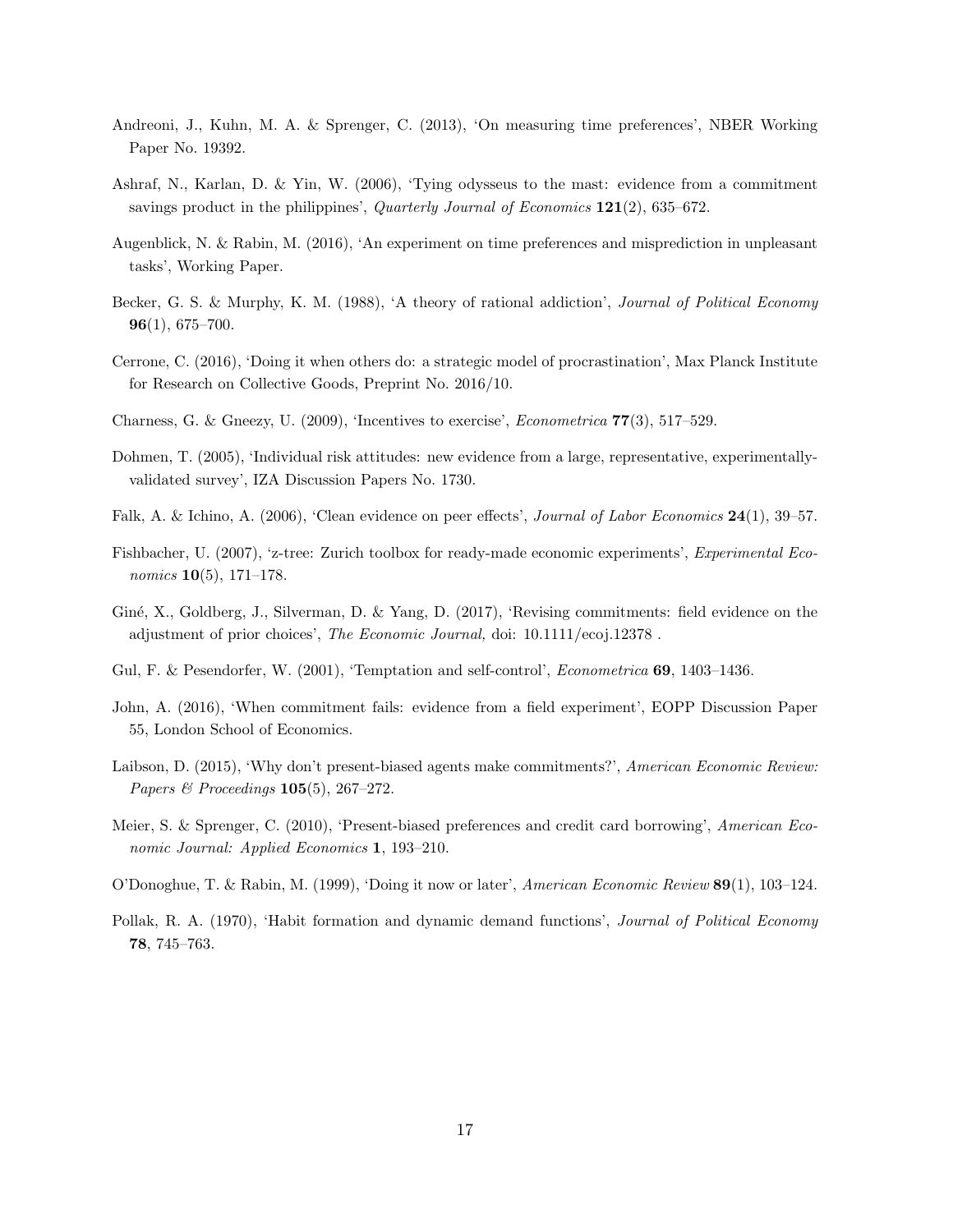Andreoni, J., Kuhn, M. A. & Sprenger, C. (2013), 'On measuring time preferences', NBER Working Paper No. 19392.

Ashraf, N., Karlan, D. & Yin, W. (2006), 'Tying odysseus to the mast: evidence from a commitment savings product in the philippines', *Quarterly Journal of Economics* **121**(2), 635–672.

Augenblick, N. & Rabin, M. (2016), 'An experiment on time preferences and misprediction in unpleasant tasks', Working Paper.

Becker, G. S. & Murphy, K. M. (1988), 'A theory of rational addiction', *Journal of Political Economy* **96**(1), 675–700.

Cerrone, C. (2016), 'Doing it when others do: a strategic model of procrastination', Max Planck Institute for Research on Collective Goods, Preprint No. 2016/10.

Charness, G. & Gneezy, U. (2009), 'Incentives to exercise', *Econometrica* **77**(3), 517–529.

Dohmen, T. (2005), 'Individual risk attitudes: new evidence from a large, representative, experimentally-validated survey', IZA Discussion Papers No. 1730.

Falk, A. & Ichino, A. (2006), 'Clean evidence on peer effects', *Journal of Labor Economics* **24**(1), 39–57.

Fishbacher, U. (2007), 'z-tree: Zurich toolbox for ready-made economic experiments', *Experimental Economics* **10**(5), 171–178.

Giné, X., Goldberg, J., Silverman, D. & Yang, D. (2017), 'Revising commitments: field evidence on the adjustment of prior choices', *The Economic Journal,* doi: 10.1111/ecoj.12378 .

Gul, F. & Pesendorfer, W. (2001), 'Temptation and self-control', *Econometrica* **69**, 1403–1436.

John, A. (2016), 'When commitment fails: evidence from a field experiment', EOPP Discussion Paper 55, London School of Economics.

Laibson, D. (2015), 'Why don't present-biased agents make commitments?', *American Economic Review: Papers & Proceedings* **105**(5), 267–272.

Meier, S. & Sprenger, C. (2010), 'Present-biased preferences and credit card borrowing', *American Economic Journal: Applied Economics* **1**, 193–210.

O'Donoghue, T. & Rabin, M. (1999), 'Doing it now or later', *American Economic Review* **89**(1), 103–124.

Pollak, R. A. (1970), 'Habit formation and dynamic demand functions', *Journal of Political Economy* **78**, 745–763.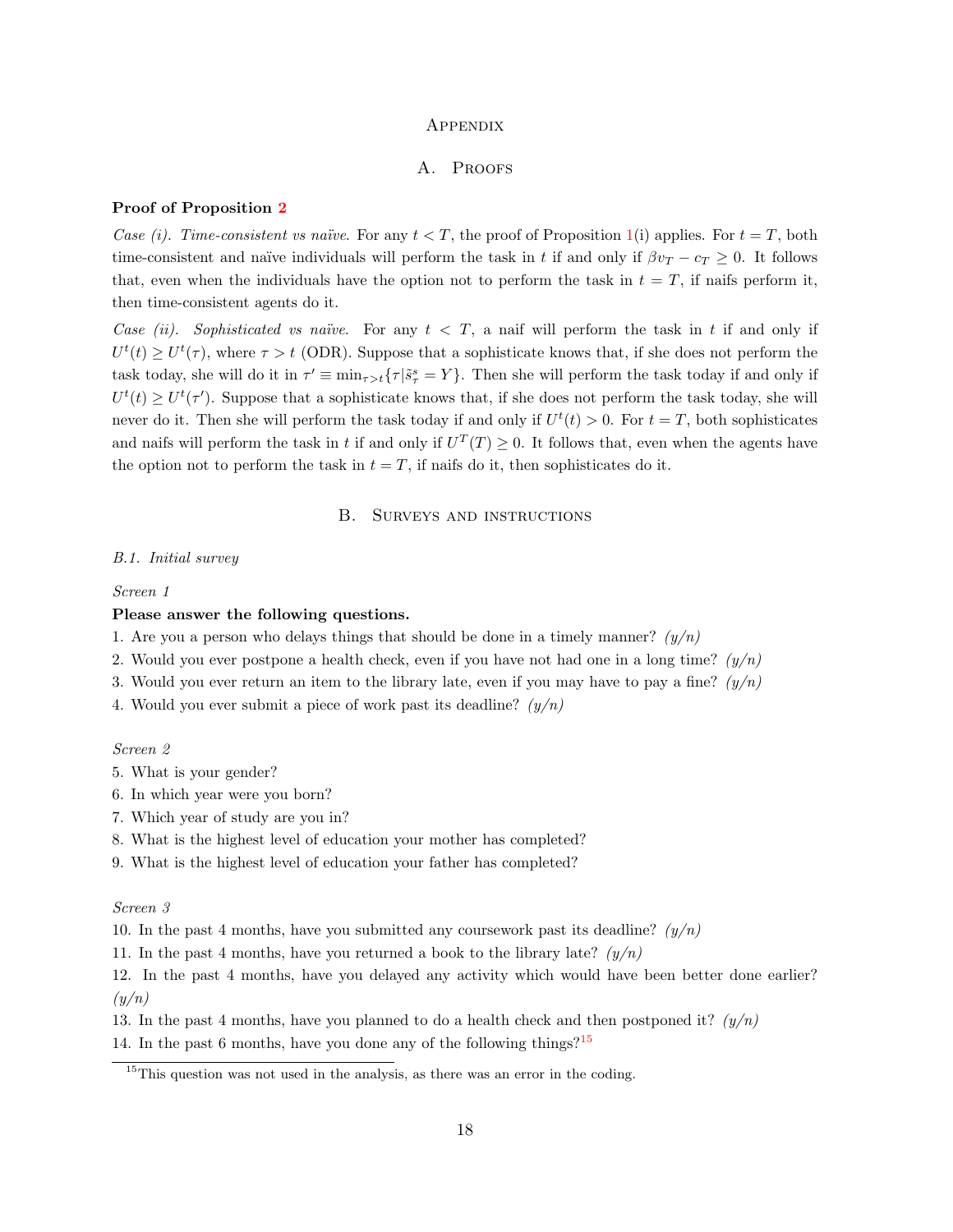# Appendix

## A. Proofs

**Proof of Proposition 2**

*Case (i). Time-consistent vs naïve.* For any $t < T$, the proof of Proposition 1(i) applies. For $t = T$, both time-consistent and naïve individuals will perform the task in $t$ if and only if $\beta v_T - c_T \geq 0$. It follows that, even when the individuals have the option not to perform the task in $t = T$, if naifs perform it, then time-consistent agents do it.

*Case (ii). Sophisticated vs naïve.* For any $t < T$, a naif will perform the task in $t$ if and only if $U^t(t) \geq U^t(\tau)$, where $\tau > t$ (ODR). Suppose that a sophisticate knows that, if she does not perform the task today, she will do it in $\tau' \equiv \min_{\tau > t}\{\tau | \tilde{s}^s_\tau = Y\}$. Then she will perform the task today if and only if $U^t(t) \geq U^t(\tau')$. Suppose that a sophisticate knows that, if she does not perform the task today, she will never do it. Then she will perform the task today if and only if $U^t(t) > 0$. For $t = T$, both sophisticates and naifs will perform the task in $t$ if and only if $U^T(T) \geq 0$. It follows that, even when the agents have the option not to perform the task in $t = T$, if naifs do it, then sophisticates do it.

## B. Surveys and instructions

### *B.1. Initial survey*

*Screen 1*

**Please answer the following questions.**

1. Are you a person who delays things that should be done in a timely manner? *(y/n)*
2. Would you ever postpone a health check, even if you have not had one in a long time? *(y/n)*
3. Would you ever return an item to the library late, even if you may have to pay a fine? *(y/n)*
4. Would you ever submit a piece of work past its deadline? *(y/n)*

*Screen 2*

5. What is your gender?
6. In which year were you born?
7. Which year of study are you in?
8. What is the highest level of education your mother has completed?
9. What is the highest level of education your father has completed?

*Screen 3*

10. In the past 4 months, have you submitted any coursework past its deadline? *(y/n)*
11. In the past 4 months, have you returned a book to the library late? *(y/n)*
12. In the past 4 months, have you delayed any activity which would have been better done earlier? *(y/n)*
13. In the past 4 months, have you planned to do a health check and then postponed it? *(y/n)*
14. In the past 6 months, have you done any of the following things?[15]

[15] This question was not used in the analysis, as there was an error in the coding.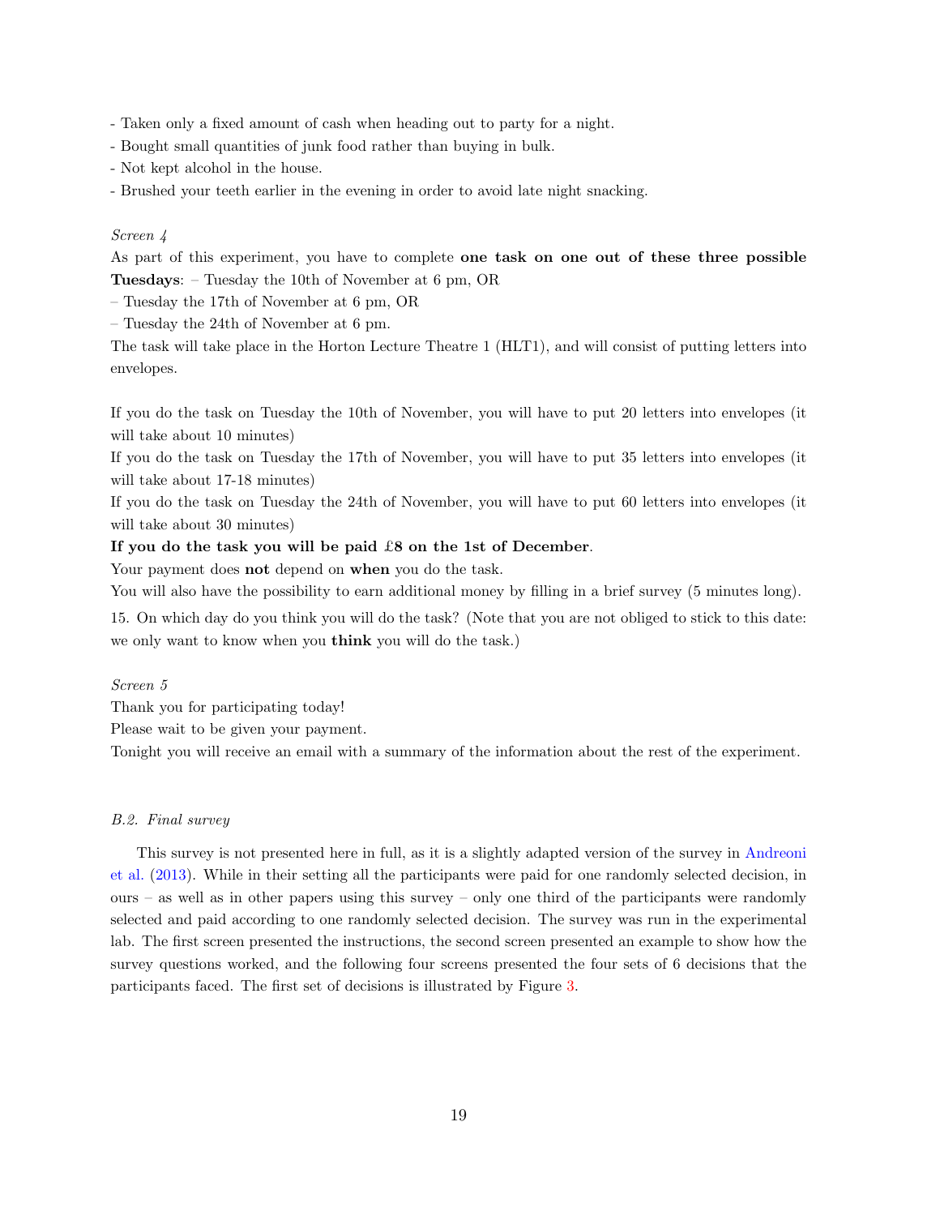- Taken only a fixed amount of cash when heading out to party for a night.
- Bought small quantities of junk food rather than buying in bulk.
- Not kept alcohol in the house.
- Brushed your teeth earlier in the evening in order to avoid late night snacking.

*Screen 4*

As part of this experiment, you have to complete **one task on one out of these three possible Tuesdays**: – Tuesday the 10th of November at 6 pm, OR

– Tuesday the 17th of November at 6 pm, OR

– Tuesday the 24th of November at 6 pm.

The task will take place in the Horton Lecture Theatre 1 (HLT1), and will consist of putting letters into envelopes.

If you do the task on Tuesday the 10th of November, you will have to put 20 letters into envelopes (it will take about 10 minutes)

If you do the task on Tuesday the 17th of November, you will have to put 35 letters into envelopes (it will take about 17-18 minutes)

If you do the task on Tuesday the 24th of November, you will have to put 60 letters into envelopes (it will take about 30 minutes)

**If you do the task you will be paid £8 on the 1st of December**.

Your payment does **not** depend on **when** you do the task.

You will also have the possibility to earn additional money by filling in a brief survey (5 minutes long).

15. On which day do you think you will do the task? (Note that you are not obliged to stick to this date: we only want to know when you **think** you will do the task.)

*Screen 5*

Thank you for participating today!

Please wait to be given your payment.

Tonight you will receive an email with a summary of the information about the rest of the experiment.

### *B.2. Final survey*

This survey is not presented here in full, as it is a slightly adapted version of the survey in Andreoni et al. (2013). While in their setting all the participants were paid for one randomly selected decision, in ours – as well as in other papers using this survey – only one third of the participants were randomly selected and paid according to one randomly selected decision. The survey was run in the experimental lab. The first screen presented the instructions, the second screen presented an example to show how the survey questions worked, and the following four screens presented the four sets of 6 decisions that the participants faced. The first set of decisions is illustrated by Figure 3.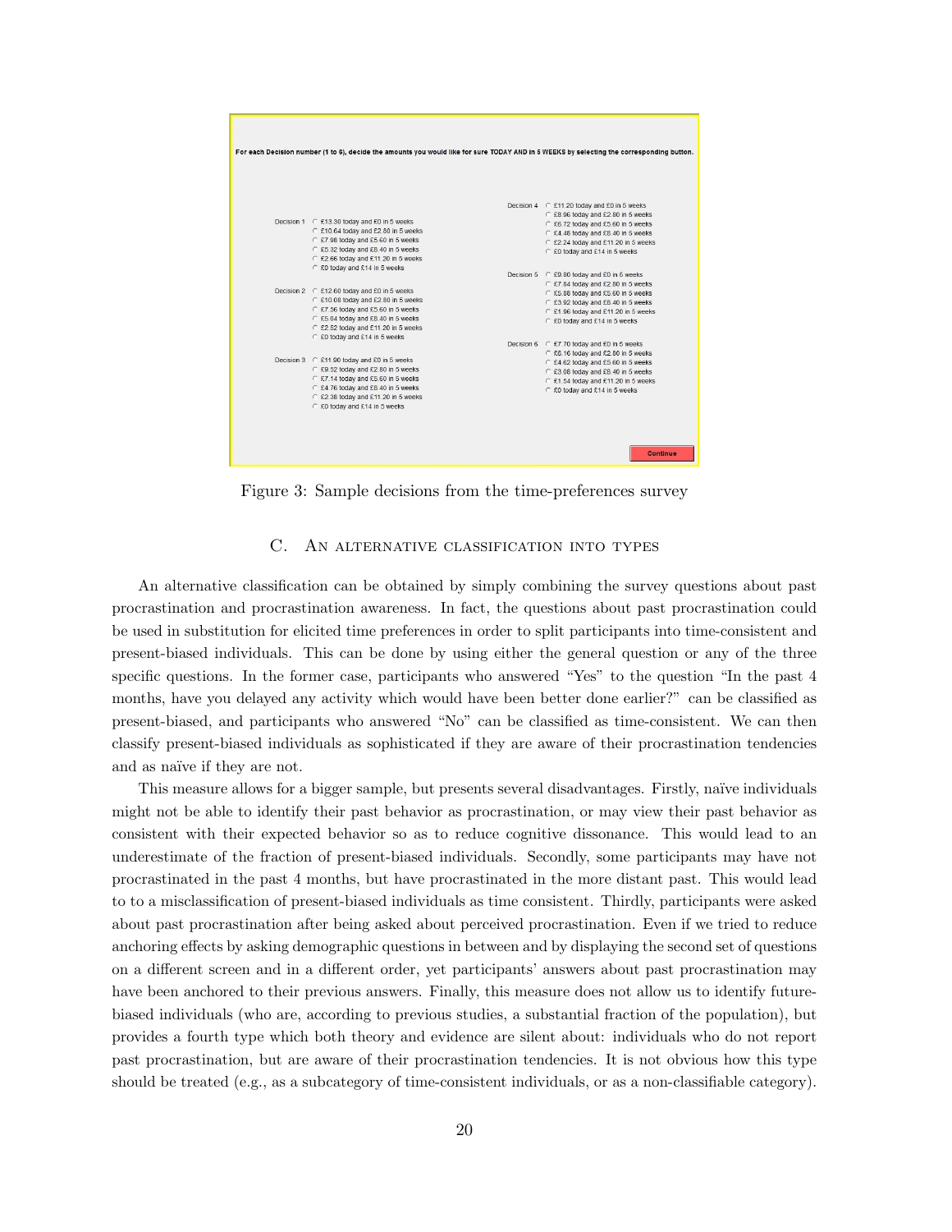For each Decision number (1 to 6), decide the amounts you would like for sure TODAY AND in 5 WEEKS by selecting the corresponding button.

Decision 1
- £13.30 today and £0 in 5 weeks
- £10.64 today and £2.80 in 5 weeks
- £7.98 today and £5.60 in 5 weeks
- £5.32 today and £8.40 in 5 weeks
- £2.66 today and £11.20 in 5 weeks
- £0 today and £14 in 5 weeks

Decision 2
- £12.60 today and £0 in 5 weeks
- £10.08 today and £2.80 in 5 weeks
- £7.56 today and £5.60 in 5 weeks
- £5.04 today and £8.40 in 5 weeks
- £2.52 today and £11.20 in 5 weeks
- £0 today and £14 in 5 weeks

Decision 3
- £11.90 today and £0 in 5 weeks
- £9.52 today and £2.80 in 5 weeks
- £7.14 today and £5.60 in 5 weeks
- £4.76 today and £8.40 in 5 weeks
- £2.38 today and £11.20 in 5 weeks
- £0 today and £14 in 5 weeks

Decision 4
- £11.20 today and £0 in 5 weeks
- £8.96 today and £2.80 in 5 weeks
- £6.72 today and £5.60 in 5 weeks
- £4.48 today and £8.40 in 5 weeks
- £2.24 today and £11.20 in 5 weeks
- £0 today and £14 in 5 weeks

Decision 5
- £9.80 today and £0 in 5 weeks
- £7.84 today and £2.80 in 5 weeks
- £5.88 today and £5.60 in 5 weeks
- £3.92 today and £8.40 in 5 weeks
- £1.96 today and £11.20 in 5 weeks
- £0 today and £14 in 5 weeks

Decision 6
- £7.70 today and £0 in 5 weeks
- £6.16 today and £2.80 in 5 weeks
- £4.62 today and £5.60 in 5 weeks
- £3.08 today and £8.40 in 5 weeks
- £1.54 today and £11.20 in 5 weeks
- £0 today and £14 in 5 weeks

Continue

Figure 3: Sample decisions from the time-preferences survey

## C. An alternative classification into types

An alternative classification can be obtained by simply combining the survey questions about past procrastination and procrastination awareness. In fact, the questions about past procrastination could be used in substitution for elicited time preferences in order to split participants into time-consistent and present-biased individuals. This can be done by using either the general question or any of the three specific questions. In the former case, participants who answered "Yes" to the question "In the past 4 months, have you delayed any activity which would have been better done earlier?" can be classified as present-biased, and participants who answered "No" can be classified as time-consistent. We can then classify present-biased individuals as sophisticated if they are aware of their procrastination tendencies and as naïve if they are not.

This measure allows for a bigger sample, but presents several disadvantages. Firstly, naïve individuals might not be able to identify their past behavior as procrastination, or may view their past behavior as consistent with their expected behavior so as to reduce cognitive dissonance. This would lead to an underestimate of the fraction of present-biased individuals. Secondly, some participants may have not procrastinated in the past 4 months, but have procrastinated in the more distant past. This would lead to to a misclassification of present-biased individuals as time consistent. Thirdly, participants were asked about past procrastination after being asked about perceived procrastination. Even if we tried to reduce anchoring effects by asking demographic questions in between and by displaying the second set of questions on a different screen and in a different order, yet participants' answers about past procrastination may have been anchored to their previous answers. Finally, this measure does not allow us to identify future-biased individuals (who are, according to previous studies, a substantial fraction of the population), but provides a fourth type which both theory and evidence are silent about: individuals who do not report past procrastination, but are aware of their procrastination tendencies. It is not obvious how this type should be treated (e.g., as a subcategory of time-consistent individuals, or as a non-classifiable category).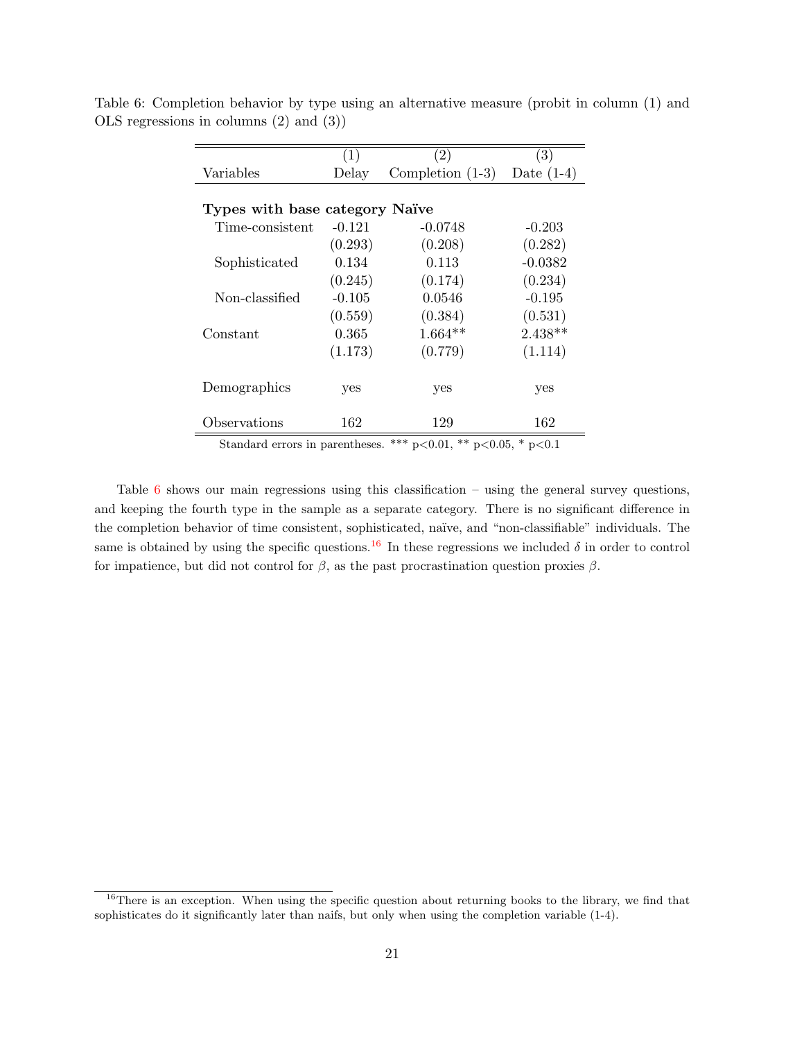Table 6: Completion behavior by type using an alternative measure (probit in column (1) and OLS regressions in columns (2) and (3))

| | (1) | (2) | (3) |
|---|---|---|---|
| Variables | Delay | Completion (1-3) | Date (1-4) |
| **Types with base category Naïve** | | | |
| Time-consistent | -0.121 | -0.0748 | -0.203 |
| | (0.293) | (0.208) | (0.282) |
| Sophisticated | 0.134 | 0.113 | -0.0382 |
| | (0.245) | (0.174) | (0.234) |
| Non-classified | -0.105 | 0.0546 | -0.195 |
| | (0.559) | (0.384) | (0.531) |
| Constant | 0.365 | 1.664** | 2.438** |
| | (1.173) | (0.779) | (1.114) |
| Demographics | yes | yes | yes |
| Observations | 162 | 129 | 162 |

Standard errors in parentheses. *** p<0.01, ** p<0.05, * p<0.1

Table 6 shows our main regressions using this classification – using the general survey questions, and keeping the fourth type in the sample as a separate category. There is no significant difference in the completion behavior of time consistent, sophisticated, naïve, and "non-classifiable" individuals. The same is obtained by using the specific questions.[16] In these regressions we included $\delta$ in order to control for impatience, but did not control for $\beta$, as the past procrastination question proxies $\beta$.

[16] There is an exception. When using the specific question about returning books to the library, we find that sophisticates do it significantly later than naifs, but only when using the completion variable (1-4).